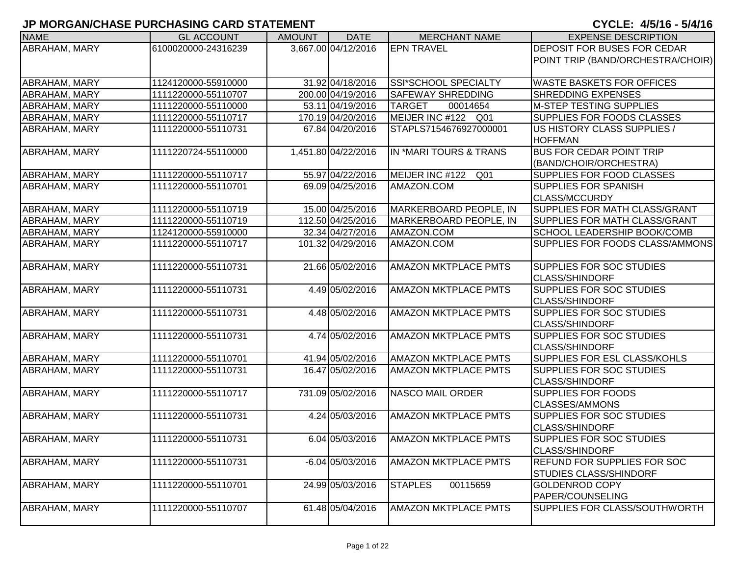## JP MORGAN/CHASE PURCHASING CARD STATEMENT

**CYCLE: 4/5/16 - 5/4/16**

| NAME | GL ACCOUNT | AMOUNT | DATE | MERCHANT NAME | EXPENSE DESCRIPTION |
|---|---|---|---|---|---|
| ABRAHAM, MARY | 6100020000-24316239 | 3,667.00 | 04/12/2016 | EPN TRAVEL | DEPOSIT FOR BUSES FOR CEDAR POINT TRIP (BAND/ORCHESTRA/CHOIR) |
| ABRAHAM, MARY | 1124120000-55910000 | 31.92 | 04/18/2016 | SSI*SCHOOL SPECIALTY | WASTE BASKETS FOR OFFICES |
| ABRAHAM, MARY | 1111220000-55110707 | 200.00 | 04/19/2016 | SAFEWAY SHREDDING | SHREDDING EXPENSES |
| ABRAHAM, MARY | 1111220000-55110000 | 53.11 | 04/19/2016 | TARGET 00014654 | M-STEP TESTING SUPPLIES |
| ABRAHAM, MARY | 1111220000-55110717 | 170.19 | 04/20/2016 | MEIJER INC #122 Q01 | SUPPLIES FOR FOODS CLASSES |
| ABRAHAM, MARY | 1111220000-55110731 | 67.84 | 04/20/2016 | STAPLS7154676927000001 | US HISTORY CLASS SUPPLIES / HOFFMAN |
| ABRAHAM, MARY | 1111220724-55110000 | 1,451.80 | 04/22/2016 | IN *MARI TOURS & TRANS | BUS FOR CEDAR POINT TRIP (BAND/CHOIR/ORCHESTRA) |
| ABRAHAM, MARY | 1111220000-55110717 | 55.97 | 04/22/2016 | MEIJER INC #122 Q01 | SUPPLIES FOR FOOD CLASSES |
| ABRAHAM, MARY | 1111220000-55110701 | 69.09 | 04/25/2016 | AMAZON.COM | SUPPLIES FOR SPANISH CLASS/MCCURDY |
| ABRAHAM, MARY | 1111220000-55110719 | 15.00 | 04/25/2016 | MARKERBOARD PEOPLE, IN | SUPPLIES FOR MATH CLASS/GRANT |
| ABRAHAM, MARY | 1111220000-55110719 | 112.50 | 04/25/2016 | MARKERBOARD PEOPLE, IN | SUPPLIES FOR MATH CLASS/GRANT |
| ABRAHAM, MARY | 1124120000-55910000 | 32.34 | 04/27/2016 | AMAZON.COM | SCHOOL LEADERSHIP BOOK/COMB |
| ABRAHAM, MARY | 1111220000-55110717 | 101.32 | 04/29/2016 | AMAZON.COM | SUPPLIES FOR FOODS CLASS/AMMONS |
| ABRAHAM, MARY | 1111220000-55110731 | 21.66 | 05/02/2016 | AMAZON MKTPLACE PMTS | SUPPLIES FOR SOC STUDIES CLASS/SHINDORF |
| ABRAHAM, MARY | 1111220000-55110731 | 4.49 | 05/02/2016 | AMAZON MKTPLACE PMTS | SUPPLIES FOR SOC STUDIES CLASS/SHINDORF |
| ABRAHAM, MARY | 1111220000-55110731 | 4.48 | 05/02/2016 | AMAZON MKTPLACE PMTS | SUPPLIES FOR SOC STUDIES CLASS/SHINDORF |
| ABRAHAM, MARY | 1111220000-55110731 | 4.74 | 05/02/2016 | AMAZON MKTPLACE PMTS | SUPPLIES FOR SOC STUDIES CLASS/SHINDORF |
| ABRAHAM, MARY | 1111220000-55110701 | 41.94 | 05/02/2016 | AMAZON MKTPLACE PMTS | SUPPLIES FOR ESL CLASS/KOHLS |
| ABRAHAM, MARY | 1111220000-55110731 | 16.47 | 05/02/2016 | AMAZON MKTPLACE PMTS | SUPPLIES FOR SOC STUDIES CLASS/SHINDORF |
| ABRAHAM, MARY | 1111220000-55110717 | 731.09 | 05/02/2016 | NASCO MAIL ORDER | SUPPLIES FOR FOODS CLASSES/AMMONS |
| ABRAHAM, MARY | 1111220000-55110731 | 4.24 | 05/03/2016 | AMAZON MKTPLACE PMTS | SUPPLIES FOR SOC STUDIES CLASS/SHINDORF |
| ABRAHAM, MARY | 1111220000-55110731 | 6.04 | 05/03/2016 | AMAZON MKTPLACE PMTS | SUPPLIES FOR SOC STUDIES CLASS/SHINDORF |
| ABRAHAM, MARY | 1111220000-55110731 | -6.04 | 05/03/2016 | AMAZON MKTPLACE PMTS | REFUND FOR SUPPLIES FOR SOC STUDIES CLASS/SHINDORF |
| ABRAHAM, MARY | 1111220000-55110701 | 24.99 | 05/03/2016 | STAPLES 00115659 | GOLDENROD COPY PAPER/COUNSELING |
| ABRAHAM, MARY | 1111220000-55110707 | 61.48 | 05/04/2016 | AMAZON MKTPLACE PMTS | SUPPLIES FOR CLASS/SOUTHWORTH |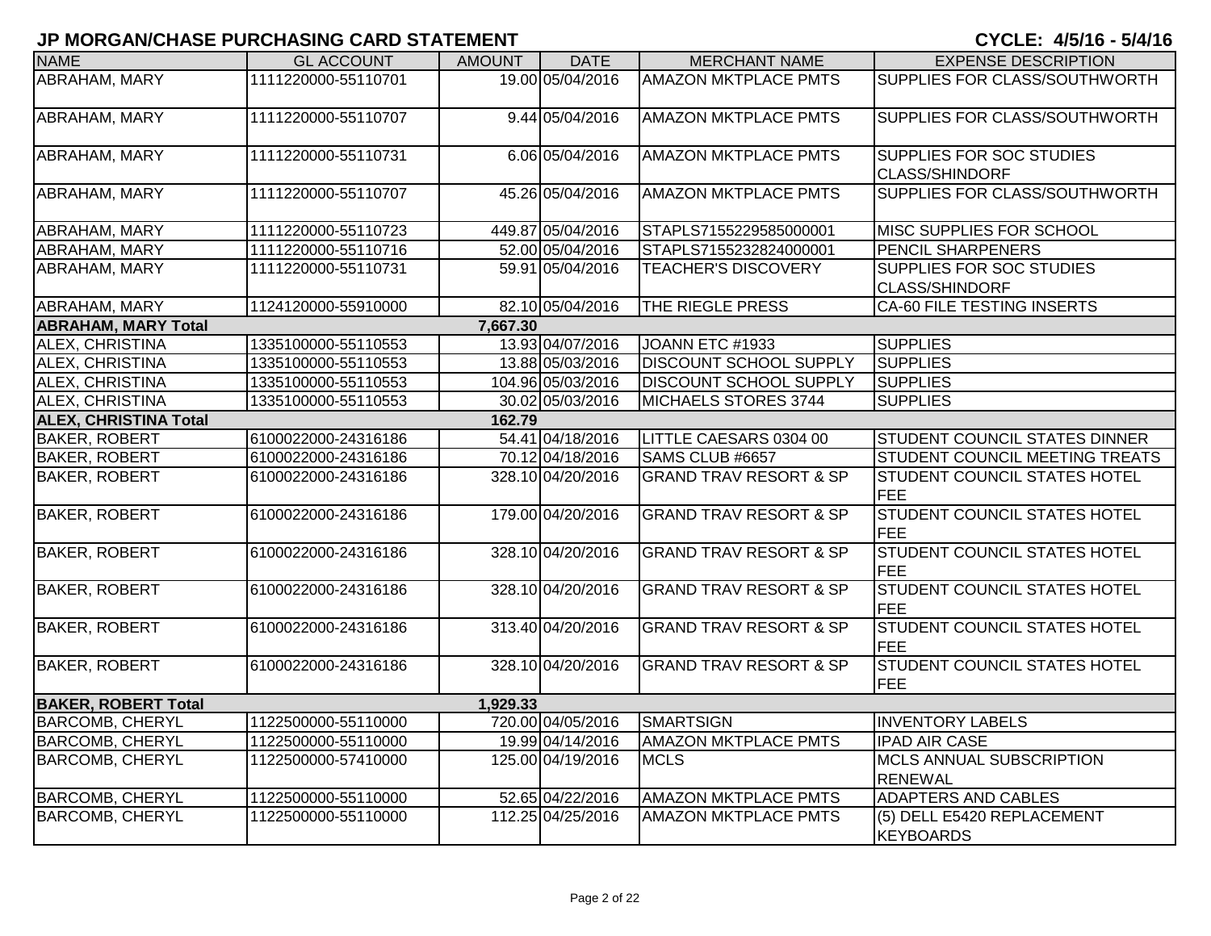## JP MORGAN/CHASE PURCHASING CARD STATEMENT

**CYCLE: 4/5/16 - 5/4/16**

| NAME | GL ACCOUNT | AMOUNT | DATE | MERCHANT NAME | EXPENSE DESCRIPTION |
|---|---|---|---|---|---|
| ABRAHAM, MARY | 1111220000-55110701 | 19.00 | 05/04/2016 | AMAZON MKTPLACE PMTS | SUPPLIES FOR CLASS/SOUTHWORTH |
| ABRAHAM, MARY | 1111220000-55110707 | 9.44 | 05/04/2016 | AMAZON MKTPLACE PMTS | SUPPLIES FOR CLASS/SOUTHWORTH |
| ABRAHAM, MARY | 1111220000-55110731 | 6.06 | 05/04/2016 | AMAZON MKTPLACE PMTS | SUPPLIES FOR SOC STUDIES CLASS/SHINDORF |
| ABRAHAM, MARY | 1111220000-55110707 | 45.26 | 05/04/2016 | AMAZON MKTPLACE PMTS | SUPPLIES FOR CLASS/SOUTHWORTH |
| ABRAHAM, MARY | 1111220000-55110723 | 449.87 | 05/04/2016 | STAPLS7155229585000001 | MISC SUPPLIES FOR SCHOOL |
| ABRAHAM, MARY | 1111220000-55110716 | 52.00 | 05/04/2016 | STAPLS7155232824000001 | PENCIL SHARPENERS |
| ABRAHAM, MARY | 1111220000-55110731 | 59.91 | 05/04/2016 | TEACHER'S DISCOVERY | SUPPLIES FOR SOC STUDIES CLASS/SHINDORF |
| ABRAHAM, MARY | 1124120000-55910000 | 82.10 | 05/04/2016 | THE RIEGLE PRESS | CA-60 FILE TESTING INSERTS |
| **ABRAHAM, MARY Total** | | **7,667.30** | | | |
| ALEX, CHRISTINA | 1335100000-55110553 | 13.93 | 04/07/2016 | JOANN ETC #1933 | SUPPLIES |
| ALEX, CHRISTINA | 1335100000-55110553 | 13.88 | 05/03/2016 | DISCOUNT SCHOOL SUPPLY | SUPPLIES |
| ALEX, CHRISTINA | 1335100000-55110553 | 104.96 | 05/03/2016 | DISCOUNT SCHOOL SUPPLY | SUPPLIES |
| ALEX, CHRISTINA | 1335100000-55110553 | 30.02 | 05/03/2016 | MICHAELS STORES 3744 | SUPPLIES |
| **ALEX, CHRISTINA Total** | | **162.79** | | | |
| BAKER, ROBERT | 6100022000-24316186 | 54.41 | 04/18/2016 | LITTLE CAESARS 0304 00 | STUDENT COUNCIL STATES DINNER |
| BAKER, ROBERT | 6100022000-24316186 | 70.12 | 04/18/2016 | SAMS CLUB #6657 | STUDENT COUNCIL MEETING TREATS |
| BAKER, ROBERT | 6100022000-24316186 | 328.10 | 04/20/2016 | GRAND TRAV RESORT & SP | STUDENT COUNCIL STATES HOTEL FEE |
| BAKER, ROBERT | 6100022000-24316186 | 179.00 | 04/20/2016 | GRAND TRAV RESORT & SP | STUDENT COUNCIL STATES HOTEL FEE |
| BAKER, ROBERT | 6100022000-24316186 | 328.10 | 04/20/2016 | GRAND TRAV RESORT & SP | STUDENT COUNCIL STATES HOTEL FEE |
| BAKER, ROBERT | 6100022000-24316186 | 328.10 | 04/20/2016 | GRAND TRAV RESORT & SP | STUDENT COUNCIL STATES HOTEL FEE |
| BAKER, ROBERT | 6100022000-24316186 | 313.40 | 04/20/2016 | GRAND TRAV RESORT & SP | STUDENT COUNCIL STATES HOTEL FEE |
| BAKER, ROBERT | 6100022000-24316186 | 328.10 | 04/20/2016 | GRAND TRAV RESORT & SP | STUDENT COUNCIL STATES HOTEL FEE |
| **BAKER, ROBERT Total** | | **1,929.33** | | | |
| BARCOMB, CHERYL | 1122500000-55110000 | 720.00 | 04/05/2016 | SMARTSIGN | INVENTORY LABELS |
| BARCOMB, CHERYL | 1122500000-55110000 | 19.99 | 04/14/2016 | AMAZON MKTPLACE PMTS | IPAD AIR CASE |
| BARCOMB, CHERYL | 1122500000-57410000 | 125.00 | 04/19/2016 | MCLS | MCLS ANNUAL SUBSCRIPTION RENEWAL |
| BARCOMB, CHERYL | 1122500000-55110000 | 52.65 | 04/22/2016 | AMAZON MKTPLACE PMTS | ADAPTERS AND CABLES |
| BARCOMB, CHERYL | 1122500000-55110000 | 112.25 | 04/25/2016 | AMAZON MKTPLACE PMTS | (5) DELL E5420 REPLACEMENT KEYBOARDS |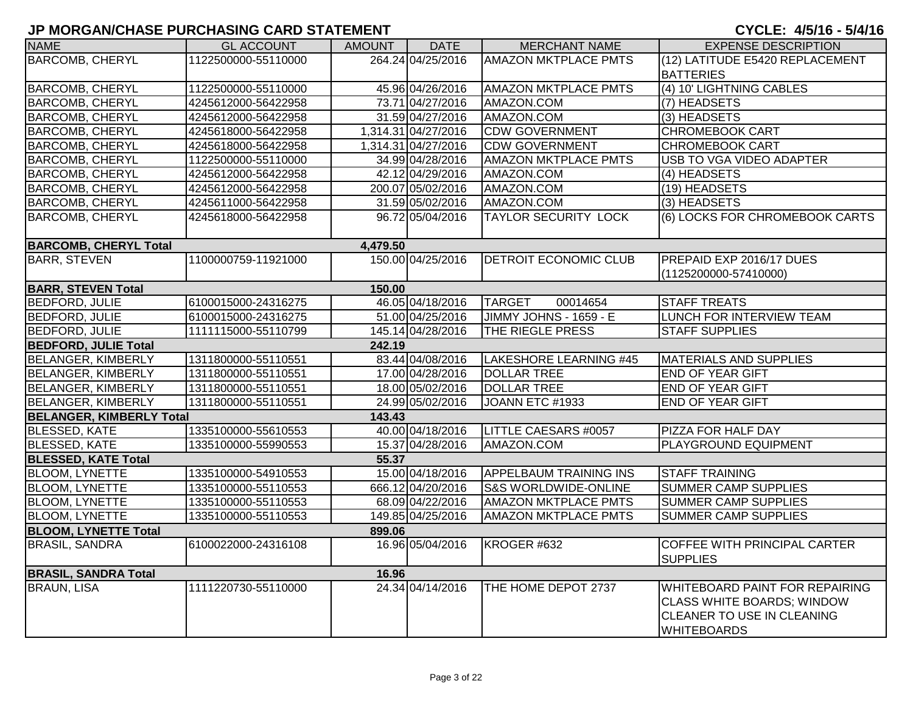## JP MORGAN/CHASE PURCHASING CARD STATEMENT

**CYCLE: 4/5/16 - 5/4/16**

| NAME | GL ACCOUNT | AMOUNT | DATE | MERCHANT NAME | EXPENSE DESCRIPTION |
|---|---|---|---|---|---|
| BARCOMB, CHERYL | 1122500000-55110000 | 264.24 | 04/25/2016 | AMAZON MKTPLACE PMTS | (12) LATITUDE E5420 REPLACEMENT BATTERIES |
| BARCOMB, CHERYL | 1122500000-55110000 | 45.96 | 04/26/2016 | AMAZON MKTPLACE PMTS | (4) 10' LIGHTNING CABLES |
| BARCOMB, CHERYL | 4245612000-56422958 | 73.71 | 04/27/2016 | AMAZON.COM | (7) HEADSETS |
| BARCOMB, CHERYL | 4245612000-56422958 | 31.59 | 04/27/2016 | AMAZON.COM | (3) HEADSETS |
| BARCOMB, CHERYL | 4245618000-56422958 | 1,314.31 | 04/27/2016 | CDW GOVERNMENT | CHROMEBOOK CART |
| BARCOMB, CHERYL | 4245618000-56422958 | 1,314.31 | 04/27/2016 | CDW GOVERNMENT | CHROMEBOOK CART |
| BARCOMB, CHERYL | 1122500000-55110000 | 34.99 | 04/28/2016 | AMAZON MKTPLACE PMTS | USB TO VGA VIDEO ADAPTER |
| BARCOMB, CHERYL | 4245612000-56422958 | 42.12 | 04/29/2016 | AMAZON.COM | (4) HEADSETS |
| BARCOMB, CHERYL | 4245612000-56422958 | 200.07 | 05/02/2016 | AMAZON.COM | (19) HEADSETS |
| BARCOMB, CHERYL | 4245611000-56422958 | 31.59 | 05/02/2016 | AMAZON.COM | (3) HEADSETS |
| BARCOMB, CHERYL | 4245618000-56422958 | 96.72 | 05/04/2016 | TAYLOR SECURITY LOCK | (6) LOCKS FOR CHROMEBOOK CARTS |
| **BARCOMB, CHERYL Total** | | **4,479.50** | | | |
| BARR, STEVEN | 1100000759-11921000 | 150.00 | 04/25/2016 | DETROIT ECONOMIC CLUB | PREPAID EXP 2016/17 DUES (1125200000-57410000) |
| **BARR, STEVEN Total** | | **150.00** | | | |
| BEDFORD, JULIE | 6100015000-24316275 | 46.05 | 04/18/2016 | TARGET 00014654 | STAFF TREATS |
| BEDFORD, JULIE | 6100015000-24316275 | 51.00 | 04/25/2016 | JIMMY JOHNS - 1659 - E | LUNCH FOR INTERVIEW TEAM |
| BEDFORD, JULIE | 1111115000-55110799 | 145.14 | 04/28/2016 | THE RIEGLE PRESS | STAFF SUPPLIES |
| **BEDFORD, JULIE Total** | | **242.19** | | | |
| BELANGER, KIMBERLY | 1311800000-55110551 | 83.44 | 04/08/2016 | LAKESHORE LEARNING #45 | MATERIALS AND SUPPLIES |
| BELANGER, KIMBERLY | 1311800000-55110551 | 17.00 | 04/28/2016 | DOLLAR TREE | END OF YEAR GIFT |
| BELANGER, KIMBERLY | 1311800000-55110551 | 18.00 | 05/02/2016 | DOLLAR TREE | END OF YEAR GIFT |
| BELANGER, KIMBERLY | 1311800000-55110551 | 24.99 | 05/02/2016 | JOANN ETC #1933 | END OF YEAR GIFT |
| **BELANGER, KIMBERLY Total** | | **143.43** | | | |
| BLESSED, KATE | 1335100000-55610553 | 40.00 | 04/18/2016 | LITTLE CAESARS #0057 | PIZZA FOR HALF DAY |
| BLESSED, KATE | 1335100000-55990553 | 15.37 | 04/28/2016 | AMAZON.COM | PLAYGROUND EQUIPMENT |
| **BLESSED, KATE Total** | | **55.37** | | | |
| BLOOM, LYNETTE | 1335100000-54910553 | 15.00 | 04/18/2016 | APPELBAUM TRAINING INS | STAFF TRAINING |
| BLOOM, LYNETTE | 1335100000-55110553 | 666.12 | 04/20/2016 | S&S WORLDWIDE-ONLINE | SUMMER CAMP SUPPLIES |
| BLOOM, LYNETTE | 1335100000-55110553 | 68.09 | 04/22/2016 | AMAZON MKTPLACE PMTS | SUMMER CAMP SUPPLIES |
| BLOOM, LYNETTE | 1335100000-55110553 | 149.85 | 04/25/2016 | AMAZON MKTPLACE PMTS | SUMMER CAMP SUPPLIES |
| **BLOOM, LYNETTE Total** | | **899.06** | | | |
| BRASIL, SANDRA | 6100022000-24316108 | 16.96 | 05/04/2016 | KROGER #632 | COFFEE WITH PRINCIPAL CARTER SUPPLIES |
| **BRASIL, SANDRA Total** | | **16.96** | | | |
| BRAUN, LISA | 1111220730-55110000 | 24.34 | 04/14/2016 | THE HOME DEPOT 2737 | WHITEBOARD PAINT FOR REPAIRING CLASS WHITE BOARDS; WINDOW CLEANER TO USE IN CLEANING WHITEBOARDS |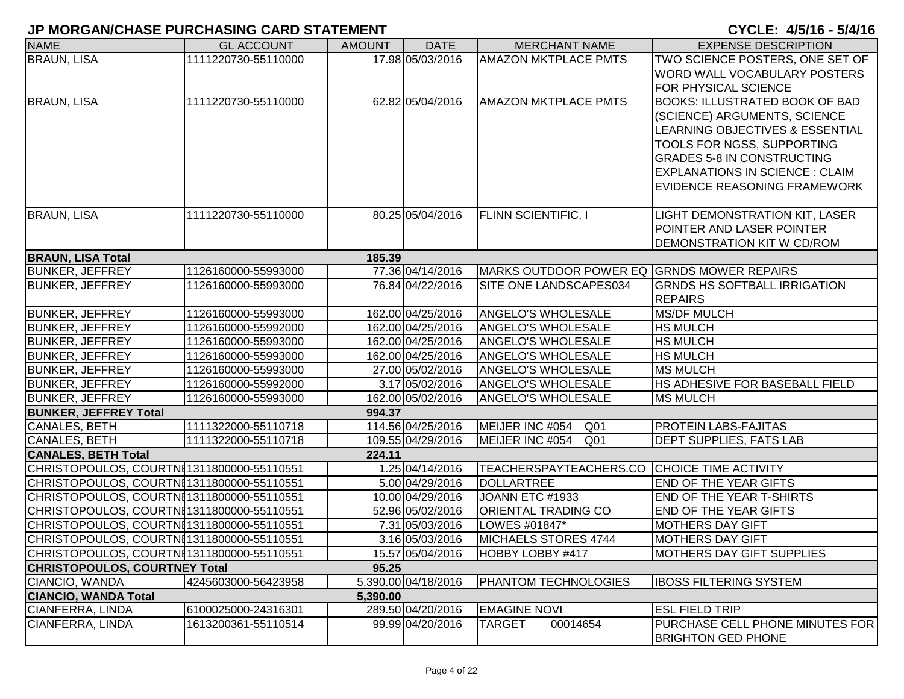## JP MORGAN/CHASE PURCHASING CARD STATEMENT

**CYCLE: 4/5/16 - 5/4/16**

| NAME | GL ACCOUNT | AMOUNT | DATE | MERCHANT NAME | EXPENSE DESCRIPTION |
|---|---|---|---|---|---|
| BRAUN, LISA | 1111220730-55110000 | 17.98 | 05/03/2016 | AMAZON MKTPLACE PMTS | TWO SCIENCE POSTERS, ONE SET OF WORD WALL VOCABULARY POSTERS FOR PHYSICAL SCIENCE |
| BRAUN, LISA | 1111220730-55110000 | 62.82 | 05/04/2016 | AMAZON MKTPLACE PMTS | BOOKS: ILLUSTRATED BOOK OF BAD (SCIENCE) ARGUMENTS, SCIENCE LEARNING OBJECTIVES & ESSENTIAL TOOLS FOR NGSS, SUPPORTING GRADES 5-8 IN CONSTRUCTING EXPLANATIONS IN SCIENCE : CLAIM EVIDENCE REASONING FRAMEWORK |
| BRAUN, LISA | 1111220730-55110000 | 80.25 | 05/04/2016 | FLINN SCIENTIFIC, I | LIGHT DEMONSTRATION KIT, LASER POINTER AND LASER POINTER DEMONSTRATION KIT W CD/ROM |
| **BRAUN, LISA Total** | | **185.39** | | | |
| BUNKER, JEFFREY | 1126160000-55993000 | 77.36 | 04/14/2016 | MARKS OUTDOOR POWER EQ | GRNDS MOWER REPAIRS |
| BUNKER, JEFFREY | 1126160000-55993000 | 76.84 | 04/22/2016 | SITE ONE LANDSCAPES034 | GRNDS HS SOFTBALL IRRIGATION REPAIRS |
| BUNKER, JEFFREY | 1126160000-55993000 | 162.00 | 04/25/2016 | ANGELO'S WHOLESALE | MS/DF MULCH |
| BUNKER, JEFFREY | 1126160000-55992000 | 162.00 | 04/25/2016 | ANGELO'S WHOLESALE | HS MULCH |
| BUNKER, JEFFREY | 1126160000-55993000 | 162.00 | 04/25/2016 | ANGELO'S WHOLESALE | HS MULCH |
| BUNKER, JEFFREY | 1126160000-55993000 | 162.00 | 04/25/2016 | ANGELO'S WHOLESALE | HS MULCH |
| BUNKER, JEFFREY | 1126160000-55993000 | 27.00 | 05/02/2016 | ANGELO'S WHOLESALE | MS MULCH |
| BUNKER, JEFFREY | 1126160000-55992000 | 3.17 | 05/02/2016 | ANGELO'S WHOLESALE | HS ADHESIVE FOR BASEBALL FIELD |
| BUNKER, JEFFREY | 1126160000-55993000 | 162.00 | 05/02/2016 | ANGELO'S WHOLESALE | MS MULCH |
| **BUNKER, JEFFREY Total** | | **994.37** | | | |
| CANALES, BETH | 1111322000-55110718 | 114.56 | 04/25/2016 | MEIJER INC #054 Q01 | PROTEIN LABS-FAJITAS |
| CANALES, BETH | 1111322000-55110718 | 109.55 | 04/29/2016 | MEIJER INC #054 Q01 | DEPT SUPPLIES, FATS LAB |
| **CANALES, BETH Total** | | **224.11** | | | |
| CHRISTOPOULOS, COURTNI | 1311800000-55110551 | 1.25 | 04/14/2016 | TEACHERSPAYTEACHERS.CO | CHOICE TIME ACTIVITY |
| CHRISTOPOULOS, COURTNI | 1311800000-55110551 | 5.00 | 04/29/2016 | DOLLARTREE | END OF THE YEAR GIFTS |
| CHRISTOPOULOS, COURTNI | 1311800000-55110551 | 10.00 | 04/29/2016 | JOANN ETC #1933 | END OF THE YEAR T-SHIRTS |
| CHRISTOPOULOS, COURTNI | 1311800000-55110551 | 52.96 | 05/02/2016 | ORIENTAL TRADING CO | END OF THE YEAR GIFTS |
| CHRISTOPOULOS, COURTNI | 1311800000-55110551 | 7.31 | 05/03/2016 | LOWES #01847* | MOTHERS DAY GIFT |
| CHRISTOPOULOS, COURTNI | 1311800000-55110551 | 3.16 | 05/03/2016 | MICHAELS STORES 4744 | MOTHERS DAY GIFT |
| CHRISTOPOULOS, COURTNI | 1311800000-55110551 | 15.57 | 05/04/2016 | HOBBY LOBBY #417 | MOTHERS DAY GIFT SUPPLIES |
| **CHRISTOPOULOS, COURTNEY Total** | | **95.25** | | | |
| CIANCIO, WANDA | 4245603000-56423958 | 5,390.00 | 04/18/2016 | PHANTOM TECHNOLOGIES | IBOSS FILTERING SYSTEM |
| **CIANCIO, WANDA Total** | | **5,390.00** | | | |
| CIANFERRA, LINDA | 6100025000-24316301 | 289.50 | 04/20/2016 | EMAGINE NOVI | ESL FIELD TRIP |
| CIANFERRA, LINDA | 1613200361-55110514 | 99.99 | 04/20/2016 | TARGET 00014654 | PURCHASE CELL PHONE MINUTES FOR BRIGHTON GED PHONE |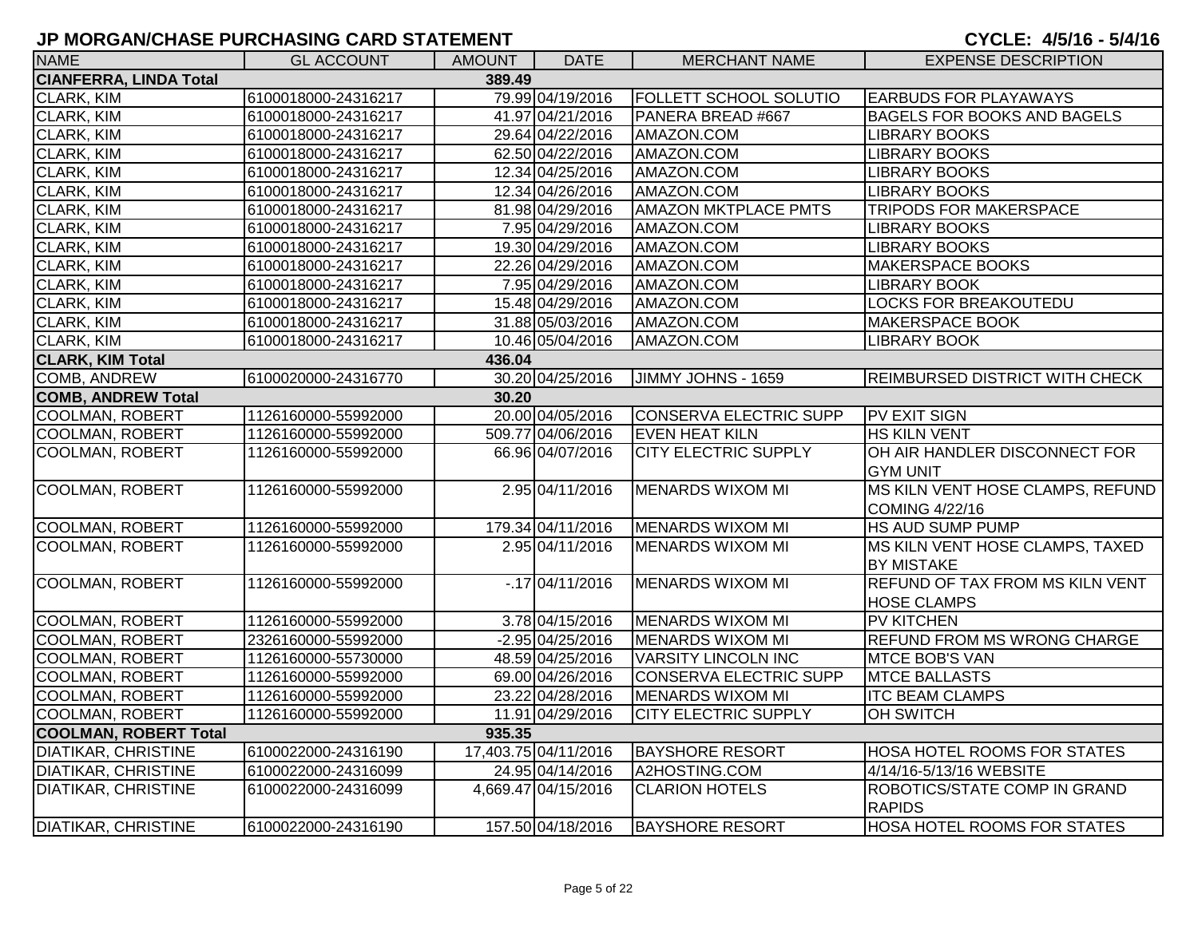# JP MORGAN/CHASE PURCHASING CARD STATEMENT

CYCLE: 4/5/16 - 5/4/16

| NAME | GL ACCOUNT | AMOUNT | DATE | MERCHANT NAME | EXPENSE DESCRIPTION |
|---|---|---|---|---|---|
| **CIANFERRA, LINDA Total** | | **389.49** | | | |
| CLARK, KIM | 6100018000-24316217 | 79.99 | 04/19/2016 | FOLLETT SCHOOL SOLUTIO | EARBUDS FOR PLAYAWAYS |
| CLARK, KIM | 6100018000-24316217 | 41.97 | 04/21/2016 | PANERA BREAD #667 | BAGELS FOR BOOKS AND BAGELS |
| CLARK, KIM | 6100018000-24316217 | 29.64 | 04/22/2016 | AMAZON.COM | LIBRARY BOOKS |
| CLARK, KIM | 6100018000-24316217 | 62.50 | 04/22/2016 | AMAZON.COM | LIBRARY BOOKS |
| CLARK, KIM | 6100018000-24316217 | 12.34 | 04/25/2016 | AMAZON.COM | LIBRARY BOOKS |
| CLARK, KIM | 6100018000-24316217 | 12.34 | 04/26/2016 | AMAZON.COM | LIBRARY BOOKS |
| CLARK, KIM | 6100018000-24316217 | 81.98 | 04/29/2016 | AMAZON MKTPLACE PMTS | TRIPODS FOR MAKERSPACE |
| CLARK, KIM | 6100018000-24316217 | 7.95 | 04/29/2016 | AMAZON.COM | LIBRARY BOOKS |
| CLARK, KIM | 6100018000-24316217 | 19.30 | 04/29/2016 | AMAZON.COM | LIBRARY BOOKS |
| CLARK, KIM | 6100018000-24316217 | 22.26 | 04/29/2016 | AMAZON.COM | MAKERSPACE BOOKS |
| CLARK, KIM | 6100018000-24316217 | 7.95 | 04/29/2016 | AMAZON.COM | LIBRARY BOOK |
| CLARK, KIM | 6100018000-24316217 | 15.48 | 04/29/2016 | AMAZON.COM | LOCKS FOR BREAKOUTEDU |
| CLARK, KIM | 6100018000-24316217 | 31.88 | 05/03/2016 | AMAZON.COM | MAKERSPACE BOOK |
| CLARK, KIM | 6100018000-24316217 | 10.46 | 05/04/2016 | AMAZON.COM | LIBRARY BOOK |
| **CLARK, KIM Total** | | **436.04** | | | |
| COMB, ANDREW | 6100020000-24316770 | 30.20 | 04/25/2016 | JIMMY JOHNS - 1659 | REIMBURSED DISTRICT WITH CHECK |
| **COMB, ANDREW Total** | | **30.20** | | | |
| COOLMAN, ROBERT | 1126160000-55992000 | 20.00 | 04/05/2016 | CONSERVA ELECTRIC SUPP | PV EXIT SIGN |
| COOLMAN, ROBERT | 1126160000-55992000 | 509.77 | 04/06/2016 | EVEN HEAT KILN | HS KILN VENT |
| COOLMAN, ROBERT | 1126160000-55992000 | 66.96 | 04/07/2016 | CITY ELECTRIC SUPPLY | OH AIR HANDLER DISCONNECT FOR GYM UNIT |
| COOLMAN, ROBERT | 1126160000-55992000 | 2.95 | 04/11/2016 | MENARDS WIXOM MI | MS KILN VENT HOSE CLAMPS, REFUND COMING 4/22/16 |
| COOLMAN, ROBERT | 1126160000-55992000 | 179.34 | 04/11/2016 | MENARDS WIXOM MI | HS AUD SUMP PUMP |
| COOLMAN, ROBERT | 1126160000-55992000 | 2.95 | 04/11/2016 | MENARDS WIXOM MI | MS KILN VENT HOSE CLAMPS, TAXED BY MISTAKE |
| COOLMAN, ROBERT | 1126160000-55992000 | -.17 | 04/11/2016 | MENARDS WIXOM MI | REFUND OF TAX FROM MS KILN VENT HOSE CLAMPS |
| COOLMAN, ROBERT | 1126160000-55992000 | 3.78 | 04/15/2016 | MENARDS WIXOM MI | PV KITCHEN |
| COOLMAN, ROBERT | 2326160000-55992000 | -2.95 | 04/25/2016 | MENARDS WIXOM MI | REFUND FROM MS WRONG CHARGE |
| COOLMAN, ROBERT | 1126160000-55730000 | 48.59 | 04/25/2016 | VARSITY LINCOLN INC | MTCE BOB'S VAN |
| COOLMAN, ROBERT | 1126160000-55992000 | 69.00 | 04/26/2016 | CONSERVA ELECTRIC SUPP | MTCE BALLASTS |
| COOLMAN, ROBERT | 1126160000-55992000 | 23.22 | 04/28/2016 | MENARDS WIXOM MI | ITC BEAM CLAMPS |
| COOLMAN, ROBERT | 1126160000-55992000 | 11.91 | 04/29/2016 | CITY ELECTRIC SUPPLY | OH SWITCH |
| **COOLMAN, ROBERT Total** | | **935.35** | | | |
| DIATIKAR, CHRISTINE | 6100022000-24316190 | 17,403.75 | 04/11/2016 | BAYSHORE RESORT | HOSA HOTEL ROOMS FOR STATES |
| DIATIKAR, CHRISTINE | 6100022000-24316099 | 24.95 | 04/14/2016 | A2HOSTING.COM | 4/14/16-5/13/16 WEBSITE |
| DIATIKAR, CHRISTINE | 6100022000-24316099 | 4,669.47 | 04/15/2016 | CLARION HOTELS | ROBOTICS/STATE COMP IN GRAND RAPIDS |
| DIATIKAR, CHRISTINE | 6100022000-24316190 | 157.50 | 04/18/2016 | BAYSHORE RESORT | HOSA HOTEL ROOMS FOR STATES |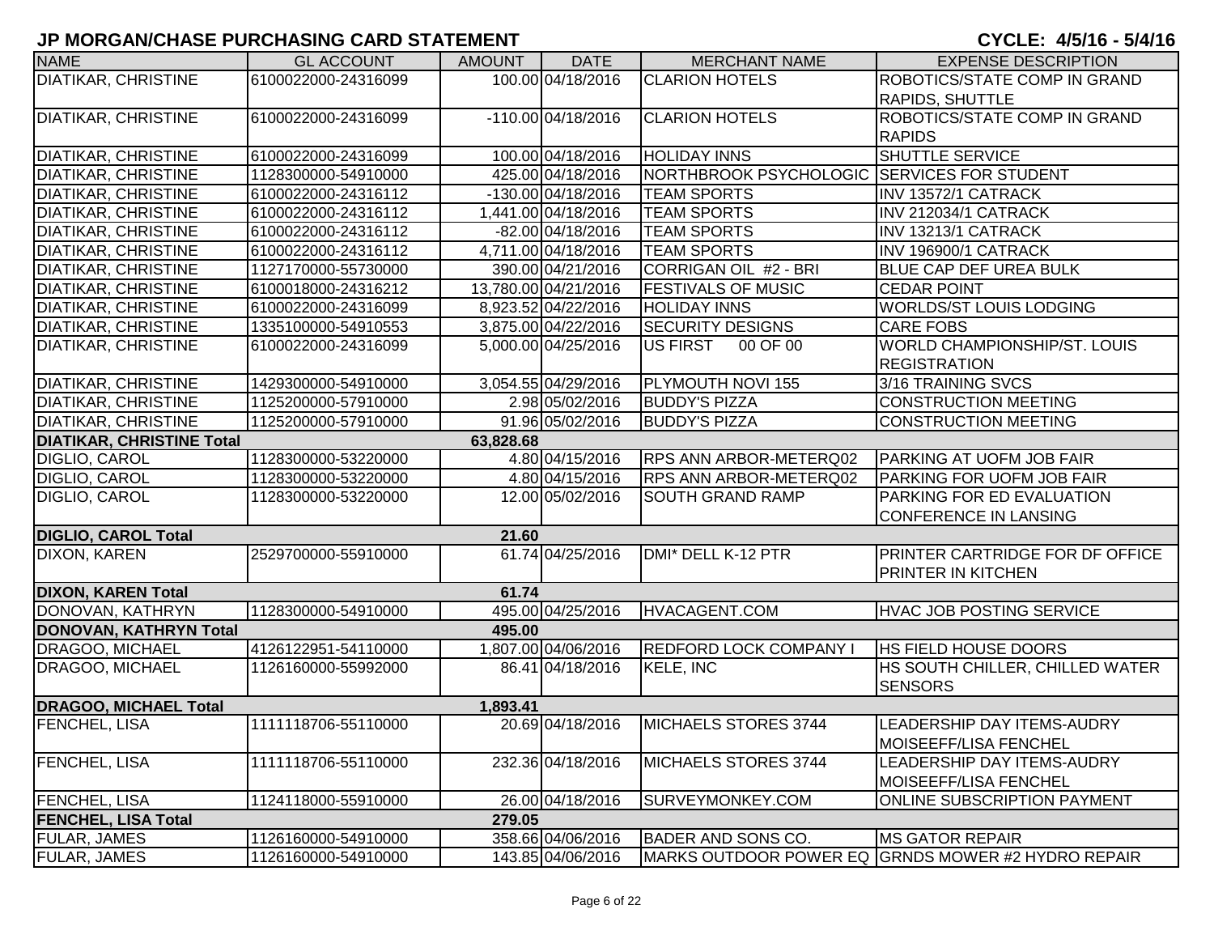## JP MORGAN/CHASE PURCHASING CARD STATEMENT

**CYCLE: 4/5/16 - 5/4/16**

| NAME | GL ACCOUNT | AMOUNT | DATE | MERCHANT NAME | EXPENSE DESCRIPTION |
|---|---|---|---|---|---|
| DIATIKAR, CHRISTINE | 6100022000-24316099 | 100.00 | 04/18/2016 | CLARION HOTELS | ROBOTICS/STATE COMP IN GRAND RAPIDS, SHUTTLE |
| DIATIKAR, CHRISTINE | 6100022000-24316099 | -110.00 | 04/18/2016 | CLARION HOTELS | ROBOTICS/STATE COMP IN GRAND RAPIDS |
| DIATIKAR, CHRISTINE | 6100022000-24316099 | 100.00 | 04/18/2016 | HOLIDAY INNS | SHUTTLE SERVICE |
| DIATIKAR, CHRISTINE | 1128300000-54910000 | 425.00 | 04/18/2016 | NORTHBROOK PSYCHOLOGIC | SERVICES FOR STUDENT |
| DIATIKAR, CHRISTINE | 6100022000-24316112 | -130.00 | 04/18/2016 | TEAM SPORTS | INV 13572/1 CATRACK |
| DIATIKAR, CHRISTINE | 6100022000-24316112 | 1,441.00 | 04/18/2016 | TEAM SPORTS | INV 212034/1 CATRACK |
| DIATIKAR, CHRISTINE | 6100022000-24316112 | -82.00 | 04/18/2016 | TEAM SPORTS | INV 13213/1 CATRACK |
| DIATIKAR, CHRISTINE | 6100022000-24316112 | 4,711.00 | 04/18/2016 | TEAM SPORTS | INV 196900/1 CATRACK |
| DIATIKAR, CHRISTINE | 1127170000-55730000 | 390.00 | 04/21/2016 | CORRIGAN OIL #2 - BRI | BLUE CAP DEF UREA BULK |
| DIATIKAR, CHRISTINE | 6100018000-24316212 | 13,780.00 | 04/21/2016 | FESTIVALS OF MUSIC | CEDAR POINT |
| DIATIKAR, CHRISTINE | 6100022000-24316099 | 8,923.52 | 04/22/2016 | HOLIDAY INNS | WORLDS/ST LOUIS LODGING |
| DIATIKAR, CHRISTINE | 1335100000-54910553 | 3,875.00 | 04/22/2016 | SECURITY DESIGNS | CARE FOBS |
| DIATIKAR, CHRISTINE | 6100022000-24316099 | 5,000.00 | 04/25/2016 | US FIRST 00 OF 00 | WORLD CHAMPIONSHIP/ST. LOUIS REGISTRATION |
| DIATIKAR, CHRISTINE | 1429300000-54910000 | 3,054.55 | 04/29/2016 | PLYMOUTH NOVI 155 | 3/16 TRAINING SVCS |
| DIATIKAR, CHRISTINE | 1125200000-57910000 | 2.98 | 05/02/2016 | BUDDY'S PIZZA | CONSTRUCTION MEETING |
| DIATIKAR, CHRISTINE | 1125200000-57910000 | 91.96 | 05/02/2016 | BUDDY'S PIZZA | CONSTRUCTION MEETING |
| **DIATIKAR, CHRISTINE Total** | | **63,828.68** | | | |
| DIGLIO, CAROL | 1128300000-53220000 | 4.80 | 04/15/2016 | RPS ANN ARBOR-METERQ02 | PARKING AT UOFM JOB FAIR |
| DIGLIO, CAROL | 1128300000-53220000 | 4.80 | 04/15/2016 | RPS ANN ARBOR-METERQ02 | PARKING FOR UOFM JOB FAIR |
| DIGLIO, CAROL | 1128300000-53220000 | 12.00 | 05/02/2016 | SOUTH GRAND RAMP | PARKING FOR ED EVALUATION CONFERENCE IN LANSING |
| **DIGLIO, CAROL Total** | | **21.60** | | | |
| DIXON, KAREN | 2529700000-55910000 | 61.74 | 04/25/2016 | DMI* DELL K-12 PTR | PRINTER CARTRIDGE FOR DF OFFICE PRINTER IN KITCHEN |
| **DIXON, KAREN Total** | | **61.74** | | | |
| DONOVAN, KATHRYN | 1128300000-54910000 | 495.00 | 04/25/2016 | HVACAGENT.COM | HVAC JOB POSTING SERVICE |
| **DONOVAN, KATHRYN Total** | | **495.00** | | | |
| DRAGOO, MICHAEL | 4126122951-54110000 | 1,807.00 | 04/06/2016 | REDFORD LOCK COMPANY I | HS FIELD HOUSE DOORS |
| DRAGOO, MICHAEL | 1126160000-55992000 | 86.41 | 04/18/2016 | KELE, INC | HS SOUTH CHILLER, CHILLED WATER SENSORS |
| **DRAGOO, MICHAEL Total** | | **1,893.41** | | | |
| FENCHEL, LISA | 1111118706-55110000 | 20.69 | 04/18/2016 | MICHAELS STORES 3744 | LEADERSHIP DAY ITEMS-AUDRY MOISEEFF/LISA FENCHEL |
| FENCHEL, LISA | 1111118706-55110000 | 232.36 | 04/18/2016 | MICHAELS STORES 3744 | LEADERSHIP DAY ITEMS-AUDRY MOISEEFF/LISA FENCHEL |
| FENCHEL, LISA | 1124118000-55910000 | 26.00 | 04/18/2016 | SURVEYMONKEY.COM | ONLINE SUBSCRIPTION PAYMENT |
| **FENCHEL, LISA Total** | | **279.05** | | | |
| FULAR, JAMES | 1126160000-54910000 | 358.66 | 04/06/2016 | BADER AND SONS CO. | MS GATOR REPAIR |
| FULAR, JAMES | 1126160000-54910000 | 143.85 | 04/06/2016 | MARKS OUTDOOR POWER EQ | GRNDS MOWER #2 HYDRO REPAIR |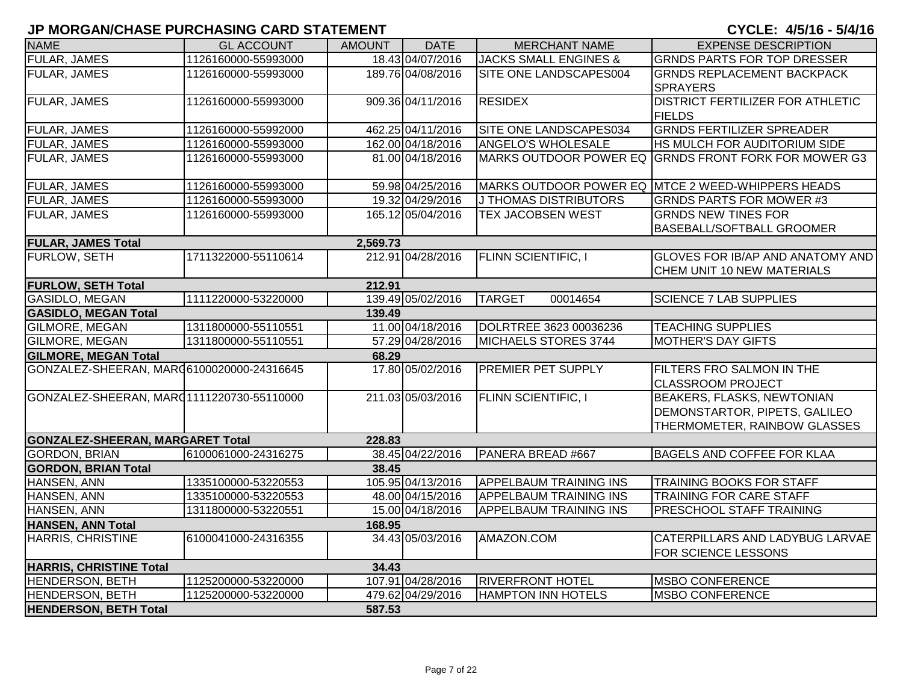## JP MORGAN/CHASE PURCHASING CARD STATEMENT

**CYCLE: 4/5/16 - 5/4/16**

| NAME | GL ACCOUNT | AMOUNT | DATE | MERCHANT NAME | EXPENSE DESCRIPTION |
|---|---|---|---|---|---|
| FULAR, JAMES | 1126160000-55993000 | 18.43 | 04/07/2016 | JACKS SMALL ENGINES & | GRNDS PARTS FOR TOP DRESSER |
| FULAR, JAMES | 1126160000-55993000 | 189.76 | 04/08/2016 | SITE ONE LANDSCAPES004 | GRNDS REPLACEMENT BACKPACK SPRAYERS |
| FULAR, JAMES | 1126160000-55993000 | 909.36 | 04/11/2016 | RESIDEX | DISTRICT FERTILIZER FOR ATHLETIC FIELDS |
| FULAR, JAMES | 1126160000-55992000 | 462.25 | 04/11/2016 | SITE ONE LANDSCAPES034 | GRNDS FERTILIZER SPREADER |
| FULAR, JAMES | 1126160000-55993000 | 162.00 | 04/18/2016 | ANGELO'S WHOLESALE | HS MULCH FOR AUDITORIUM SIDE |
| FULAR, JAMES | 1126160000-55993000 | 81.00 | 04/18/2016 | MARKS OUTDOOR POWER EQ | GRNDS FRONT FORK FOR MOWER G3 |
| FULAR, JAMES | 1126160000-55993000 | 59.98 | 04/25/2016 | MARKS OUTDOOR POWER EQ | MTCE 2 WEED-WHIPPERS HEADS |
| FULAR, JAMES | 1126160000-55993000 | 19.32 | 04/29/2016 | J THOMAS DISTRIBUTORS | GRNDS PARTS FOR MOWER #3 |
| FULAR, JAMES | 1126160000-55993000 | 165.12 | 05/04/2016 | TEX JACOBSEN WEST | GRNDS NEW TINES FOR BASEBALL/SOFTBALL GROOMER |
| **FULAR, JAMES Total** | | **2,569.73** | | | |
| FURLOW, SETH | 1711322000-55110614 | 212.91 | 04/28/2016 | FLINN SCIENTIFIC, I | GLOVES FOR IB/AP AND ANATOMY AND CHEM UNIT 10 NEW MATERIALS |
| **FURLOW, SETH Total** | | **212.91** | | | |
| GASIDLO, MEGAN | 1111220000-53220000 | 139.49 | 05/02/2016 | TARGET 00014654 | SCIENCE 7 LAB SUPPLIES |
| **GASIDLO, MEGAN Total** | | **139.49** | | | |
| GILMORE, MEGAN | 1311800000-55110551 | 11.00 | 04/18/2016 | DOLRTREE 3623 00036236 | TEACHING SUPPLIES |
| GILMORE, MEGAN | 1311800000-55110551 | 57.29 | 04/28/2016 | MICHAELS STORES 3744 | MOTHER'S DAY GIFTS |
| **GILMORE, MEGAN Total** | | **68.29** | | | |
| GONZALEZ-SHEERAN, MARG | 6100020000-24316645 | 17.80 | 05/02/2016 | PREMIER PET SUPPLY | FILTERS FRO SALMON IN THE CLASSROOM PROJECT |
| GONZALEZ-SHEERAN, MARG | 1111220730-55110000 | 211.03 | 05/03/2016 | FLINN SCIENTIFIC, I | BEAKERS, FLASKS, NEWTONIAN DEMONSTARTOR, PIPETS, GALILEO THERMOMETER, RAINBOW GLASSES |
| **GONZALEZ-SHEERAN, MARGARET Total** | | **228.83** | | | |
| GORDON, BRIAN | 6100061000-24316275 | 38.45 | 04/22/2016 | PANERA BREAD #667 | BAGELS AND COFFEE FOR KLAA |
| **GORDON, BRIAN Total** | | **38.45** | | | |
| HANSEN, ANN | 1335100000-53220553 | 105.95 | 04/13/2016 | APPELBAUM TRAINING INS | TRAINING BOOKS FOR STAFF |
| HANSEN, ANN | 1335100000-53220553 | 48.00 | 04/15/2016 | APPELBAUM TRAINING INS | TRAINING FOR CARE STAFF |
| HANSEN, ANN | 1311800000-53220551 | 15.00 | 04/18/2016 | APPELBAUM TRAINING INS | PRESCHOOL STAFF TRAINING |
| **HANSEN, ANN Total** | | **168.95** | | | |
| HARRIS, CHRISTINE | 6100041000-24316355 | 34.43 | 05/03/2016 | AMAZON.COM | CATERPILLARS AND LADYBUG LARVAE FOR SCIENCE LESSONS |
| **HARRIS, CHRISTINE Total** | | **34.43** | | | |
| HENDERSON, BETH | 1125200000-53220000 | 107.91 | 04/28/2016 | RIVERFRONT HOTEL | MSBO CONFERENCE |
| HENDERSON, BETH | 1125200000-53220000 | 479.62 | 04/29/2016 | HAMPTON INN HOTELS | MSBO CONFERENCE |
| **HENDERSON, BETH Total** | | **587.53** | | | |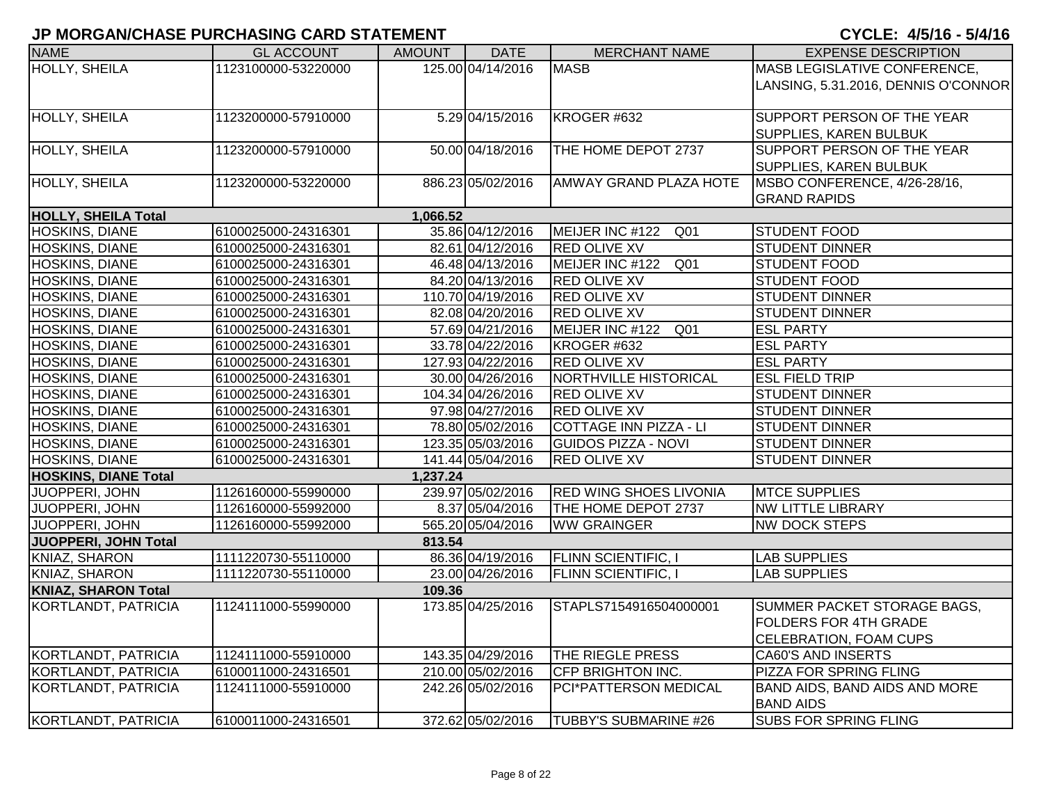# JP MORGAN/CHASE PURCHASING CARD STATEMENT

**CYCLE: 4/5/16 - 5/4/16**

| NAME | GL ACCOUNT | AMOUNT | DATE | MERCHANT NAME | EXPENSE DESCRIPTION |
|---|---|---|---|---|---|
| HOLLY, SHEILA | 1123100000-53220000 | 125.00 | 04/14/2016 | MASB | MASB LEGISLATIVE CONFERENCE, LANSING, 5.31.2016, DENNIS O'CONNOR |
| HOLLY, SHEILA | 1123200000-57910000 | 5.29 | 04/15/2016 | KROGER #632 | SUPPORT PERSON OF THE YEAR SUPPLIES, KAREN BULBUK |
| HOLLY, SHEILA | 1123200000-57910000 | 50.00 | 04/18/2016 | THE HOME DEPOT 2737 | SUPPORT PERSON OF THE YEAR SUPPLIES, KAREN BULBUK |
| HOLLY, SHEILA | 1123200000-53220000 | 886.23 | 05/02/2016 | AMWAY GRAND PLAZA HOTE | MSBO CONFERENCE, 4/26-28/16, GRAND RAPIDS |
| **HOLLY, SHEILA Total** | | **1,066.52** | | | |
| HOSKINS, DIANE | 6100025000-24316301 | 35.86 | 04/12/2016 | MEIJER INC #122 Q01 | STUDENT FOOD |
| HOSKINS, DIANE | 6100025000-24316301 | 82.61 | 04/12/2016 | RED OLIVE XV | STUDENT DINNER |
| HOSKINS, DIANE | 6100025000-24316301 | 46.48 | 04/13/2016 | MEIJER INC #122 Q01 | STUDENT FOOD |
| HOSKINS, DIANE | 6100025000-24316301 | 84.20 | 04/13/2016 | RED OLIVE XV | STUDENT FOOD |
| HOSKINS, DIANE | 6100025000-24316301 | 110.70 | 04/19/2016 | RED OLIVE XV | STUDENT DINNER |
| HOSKINS, DIANE | 6100025000-24316301 | 82.08 | 04/20/2016 | RED OLIVE XV | STUDENT DINNER |
| HOSKINS, DIANE | 6100025000-24316301 | 57.69 | 04/21/2016 | MEIJER INC #122 Q01 | ESL PARTY |
| HOSKINS, DIANE | 6100025000-24316301 | 33.78 | 04/22/2016 | KROGER #632 | ESL PARTY |
| HOSKINS, DIANE | 6100025000-24316301 | 127.93 | 04/22/2016 | RED OLIVE XV | ESL PARTY |
| HOSKINS, DIANE | 6100025000-24316301 | 30.00 | 04/26/2016 | NORTHVILLE HISTORICAL | ESL FIELD TRIP |
| HOSKINS, DIANE | 6100025000-24316301 | 104.34 | 04/26/2016 | RED OLIVE XV | STUDENT DINNER |
| HOSKINS, DIANE | 6100025000-24316301 | 97.98 | 04/27/2016 | RED OLIVE XV | STUDENT DINNER |
| HOSKINS, DIANE | 6100025000-24316301 | 78.80 | 05/02/2016 | COTTAGE INN PIZZA - LI | STUDENT DINNER |
| HOSKINS, DIANE | 6100025000-24316301 | 123.35 | 05/03/2016 | GUIDOS PIZZA - NOVI | STUDENT DINNER |
| HOSKINS, DIANE | 6100025000-24316301 | 141.44 | 05/04/2016 | RED OLIVE XV | STUDENT DINNER |
| **HOSKINS, DIANE Total** | | **1,237.24** | | | |
| JUOPPERI, JOHN | 1126160000-55990000 | 239.97 | 05/02/2016 | RED WING SHOES LIVONIA | MTCE SUPPLIES |
| JUOPPERI, JOHN | 1126160000-55992000 | 8.37 | 05/04/2016 | THE HOME DEPOT 2737 | NW LITTLE LIBRARY |
| JUOPPERI, JOHN | 1126160000-55992000 | 565.20 | 05/04/2016 | WW GRAINGER | NW DOCK STEPS |
| **JUOPPERI, JOHN Total** | | **813.54** | | | |
| KNIAZ, SHARON | 1111220730-55110000 | 86.36 | 04/19/2016 | FLINN SCIENTIFIC, I | LAB SUPPLIES |
| KNIAZ, SHARON | 1111220730-55110000 | 23.00 | 04/26/2016 | FLINN SCIENTIFIC, I | LAB SUPPLIES |
| **KNIAZ, SHARON Total** | | **109.36** | | | |
| KORTLANDT, PATRICIA | 1124111000-55990000 | 173.85 | 04/25/2016 | STAPLS7154916504000001 | SUMMER PACKET STORAGE BAGS, FOLDERS FOR 4TH GRADE CELEBRATION, FOAM CUPS |
| KORTLANDT, PATRICIA | 1124111000-55910000 | 143.35 | 04/29/2016 | THE RIEGLE PRESS | CA60'S AND INSERTS |
| KORTLANDT, PATRICIA | 6100011000-24316501 | 210.00 | 05/02/2016 | CFP BRIGHTON INC. | PIZZA FOR SPRING FLING |
| KORTLANDT, PATRICIA | 1124111000-55910000 | 242.26 | 05/02/2016 | PCI*PATTERSON MEDICAL | BAND AIDS, BAND AIDS AND MORE BAND AIDS |
| KORTLANDT, PATRICIA | 6100011000-24316501 | 372.62 | 05/02/2016 | TUBBY'S SUBMARINE #26 | SUBS FOR SPRING FLING |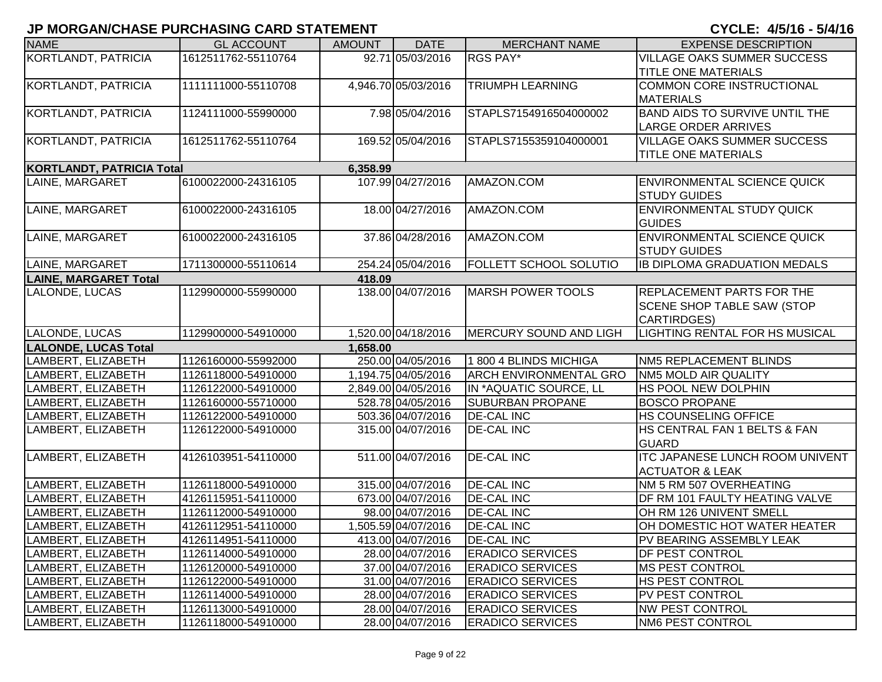# JP MORGAN/CHASE PURCHASING CARD STATEMENT

**CYCLE: 4/5/16 - 5/4/16**

| NAME | GL ACCOUNT | AMOUNT | DATE | MERCHANT NAME | EXPENSE DESCRIPTION |
|---|---|---|---|---|---|
| KORTLANDT, PATRICIA | 1612511762-55110764 | 92.71 | 05/03/2016 | RGS PAY* | VILLAGE OAKS SUMMER SUCCESS TITLE ONE MATERIALS |
| KORTLANDT, PATRICIA | 1111111000-55110708 | 4,946.70 | 05/03/2016 | TRIUMPH LEARNING | COMMON CORE INSTRUCTIONAL MATERIALS |
| KORTLANDT, PATRICIA | 1124111000-55990000 | 7.98 | 05/04/2016 | STAPLS7154916504000002 | BAND AIDS TO SURVIVE UNTIL THE LARGE ORDER ARRIVES |
| KORTLANDT, PATRICIA | 1612511762-55110764 | 169.52 | 05/04/2016 | STAPLS7155359104000001 | VILLAGE OAKS SUMMER SUCCESS TITLE ONE MATERIALS |
| **KORTLANDT, PATRICIA Total** | | **6,358.99** | | | |
| LAINE, MARGARET | 6100022000-24316105 | 107.99 | 04/27/2016 | AMAZON.COM | ENVIRONMENTAL SCIENCE QUICK STUDY GUIDES |
| LAINE, MARGARET | 6100022000-24316105 | 18.00 | 04/27/2016 | AMAZON.COM | ENVIRONMENTAL STUDY QUICK GUIDES |
| LAINE, MARGARET | 6100022000-24316105 | 37.86 | 04/28/2016 | AMAZON.COM | ENVIRONMENTAL SCIENCE QUICK STUDY GUIDES |
| LAINE, MARGARET | 1711300000-55110614 | 254.24 | 05/04/2016 | FOLLETT SCHOOL SOLUTIO | IB DIPLOMA GRADUATION MEDALS |
| **LAINE, MARGARET Total** | | **418.09** | | | |
| LALONDE, LUCAS | 1129900000-55990000 | 138.00 | 04/07/2016 | MARSH POWER TOOLS | REPLACEMENT PARTS FOR THE SCENE SHOP TABLE SAW (STOP CARTIRDGES) |
| LALONDE, LUCAS | 1129900000-54910000 | 1,520.00 | 04/18/2016 | MERCURY SOUND AND LIGH | LIGHTING RENTAL FOR HS MUSICAL |
| **LALONDE, LUCAS Total** | | **1,658.00** | | | |
| LAMBERT, ELIZABETH | 1126160000-55992000 | 250.00 | 04/05/2016 | 1 800 4 BLINDS MICHIGA | NM5 REPLACEMENT BLINDS |
| LAMBERT, ELIZABETH | 1126118000-54910000 | 1,194.75 | 04/05/2016 | ARCH ENVIRONMENTAL GRO | NM5 MOLD AIR QUALITY |
| LAMBERT, ELIZABETH | 1126122000-54910000 | 2,849.00 | 04/05/2016 | IN *AQUATIC SOURCE, LL | HS POOL NEW DOLPHIN |
| LAMBERT, ELIZABETH | 1126160000-55710000 | 528.78 | 04/05/2016 | SUBURBAN PROPANE | BOSCO PROPANE |
| LAMBERT, ELIZABETH | 1126122000-54910000 | 503.36 | 04/07/2016 | DE-CAL INC | HS COUNSELING OFFICE |
| LAMBERT, ELIZABETH | 1126122000-54910000 | 315.00 | 04/07/2016 | DE-CAL INC | HS CENTRAL FAN 1 BELTS & FAN GUARD |
| LAMBERT, ELIZABETH | 4126103951-54110000 | 511.00 | 04/07/2016 | DE-CAL INC | ITC JAPANESE LUNCH ROOM UNIVENT ACTUATOR & LEAK |
| LAMBERT, ELIZABETH | 1126118000-54910000 | 315.00 | 04/07/2016 | DE-CAL INC | NM 5 RM 507 OVERHEATING |
| LAMBERT, ELIZABETH | 4126115951-54110000 | 673.00 | 04/07/2016 | DE-CAL INC | DF RM 101 FAULTY HEATING VALVE |
| LAMBERT, ELIZABETH | 1126112000-54910000 | 98.00 | 04/07/2016 | DE-CAL INC | OH RM 126 UNIVENT SMELL |
| LAMBERT, ELIZABETH | 4126112951-54110000 | 1,505.59 | 04/07/2016 | DE-CAL INC | OH DOMESTIC HOT WATER HEATER |
| LAMBERT, ELIZABETH | 4126114951-54110000 | 413.00 | 04/07/2016 | DE-CAL INC | PV BEARING ASSEMBLY LEAK |
| LAMBERT, ELIZABETH | 1126114000-54910000 | 28.00 | 04/07/2016 | ERADICO SERVICES | DF PEST CONTROL |
| LAMBERT, ELIZABETH | 1126120000-54910000 | 37.00 | 04/07/2016 | ERADICO SERVICES | MS PEST CONTROL |
| LAMBERT, ELIZABETH | 1126122000-54910000 | 31.00 | 04/07/2016 | ERADICO SERVICES | HS PEST CONTROL |
| LAMBERT, ELIZABETH | 1126114000-54910000 | 28.00 | 04/07/2016 | ERADICO SERVICES | PV PEST CONTROL |
| LAMBERT, ELIZABETH | 1126113000-54910000 | 28.00 | 04/07/2016 | ERADICO SERVICES | NW PEST CONTROL |
| LAMBERT, ELIZABETH | 1126118000-54910000 | 28.00 | 04/07/2016 | ERADICO SERVICES | NM6 PEST CONTROL |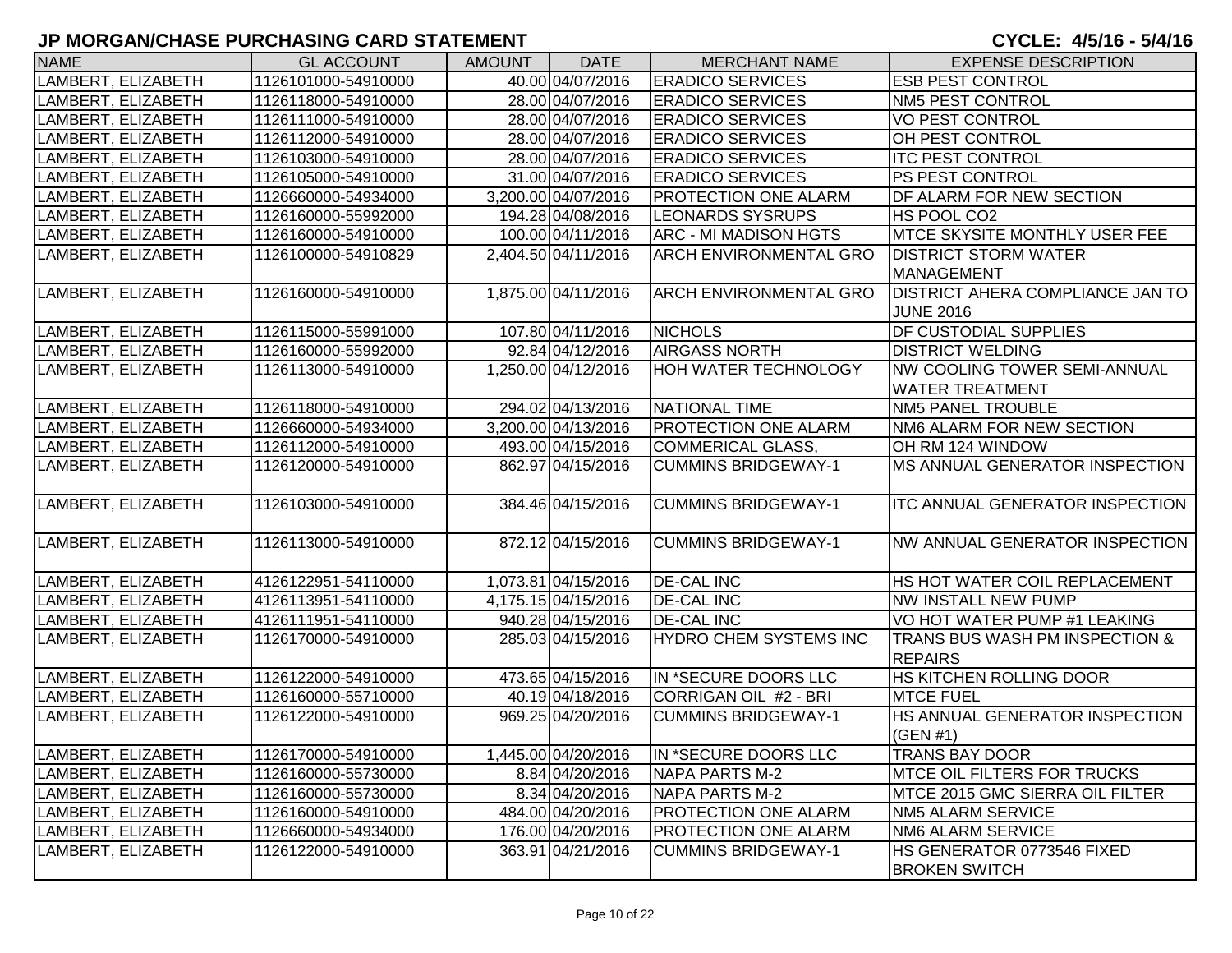## JP MORGAN/CHASE PURCHASING CARD STATEMENT

**CYCLE: 4/5/16 - 5/4/16**

| NAME | GL ACCOUNT | AMOUNT | DATE | MERCHANT NAME | EXPENSE DESCRIPTION |
|---|---|---|---|---|---|
| LAMBERT, ELIZABETH | 1126101000-54910000 | 40.00 | 04/07/2016 | ERADICO SERVICES | ESB PEST CONTROL |
| LAMBERT, ELIZABETH | 1126118000-54910000 | 28.00 | 04/07/2016 | ERADICO SERVICES | NM5 PEST CONTROL |
| LAMBERT, ELIZABETH | 1126111000-54910000 | 28.00 | 04/07/2016 | ERADICO SERVICES | VO PEST CONTROL |
| LAMBERT, ELIZABETH | 1126112000-54910000 | 28.00 | 04/07/2016 | ERADICO SERVICES | OH PEST CONTROL |
| LAMBERT, ELIZABETH | 1126103000-54910000 | 28.00 | 04/07/2016 | ERADICO SERVICES | ITC PEST CONTROL |
| LAMBERT, ELIZABETH | 1126105000-54910000 | 31.00 | 04/07/2016 | ERADICO SERVICES | PS PEST CONTROL |
| LAMBERT, ELIZABETH | 1126660000-54934000 | 3,200.00 | 04/07/2016 | PROTECTION ONE ALARM | DF ALARM FOR NEW SECTION |
| LAMBERT, ELIZABETH | 1126160000-55992000 | 194.28 | 04/08/2016 | LEONARDS SYSRUPS | HS POOL CO2 |
| LAMBERT, ELIZABETH | 1126160000-54910000 | 100.00 | 04/11/2016 | ARC - MI MADISON HGTS | MTCE SKYSITE MONTHLY USER FEE |
| LAMBERT, ELIZABETH | 1126100000-54910829 | 2,404.50 | 04/11/2016 | ARCH ENVIRONMENTAL GRO | DISTRICT STORM WATER MANAGEMENT |
| LAMBERT, ELIZABETH | 1126160000-54910000 | 1,875.00 | 04/11/2016 | ARCH ENVIRONMENTAL GRO | DISTRICT AHERA COMPLIANCE JAN TO JUNE 2016 |
| LAMBERT, ELIZABETH | 1126115000-55991000 | 107.80 | 04/11/2016 | NICHOLS | DF CUSTODIAL SUPPLIES |
| LAMBERT, ELIZABETH | 1126160000-55992000 | 92.84 | 04/12/2016 | AIRGASS NORTH | DISTRICT WELDING |
| LAMBERT, ELIZABETH | 1126113000-54910000 | 1,250.00 | 04/12/2016 | HOH WATER TECHNOLOGY | NW COOLING TOWER SEMI-ANNUAL WATER TREATMENT |
| LAMBERT, ELIZABETH | 1126118000-54910000 | 294.02 | 04/13/2016 | NATIONAL TIME | NM5 PANEL TROUBLE |
| LAMBERT, ELIZABETH | 1126660000-54934000 | 3,200.00 | 04/13/2016 | PROTECTION ONE ALARM | NM6 ALARM FOR NEW SECTION |
| LAMBERT, ELIZABETH | 1126112000-54910000 | 493.00 | 04/15/2016 | COMMERICAL GLASS, | OH RM 124 WINDOW |
| LAMBERT, ELIZABETH | 1126120000-54910000 | 862.97 | 04/15/2016 | CUMMINS BRIDGEWAY-1 | MS ANNUAL GENERATOR INSPECTION |
| LAMBERT, ELIZABETH | 1126103000-54910000 | 384.46 | 04/15/2016 | CUMMINS BRIDGEWAY-1 | ITC ANNUAL GENERATOR INSPECTION |
| LAMBERT, ELIZABETH | 1126113000-54910000 | 872.12 | 04/15/2016 | CUMMINS BRIDGEWAY-1 | NW ANNUAL GENERATOR INSPECTION |
| LAMBERT, ELIZABETH | 4126122951-54110000 | 1,073.81 | 04/15/2016 | DE-CAL INC | HS HOT WATER COIL REPLACEMENT |
| LAMBERT, ELIZABETH | 4126113951-54110000 | 4,175.15 | 04/15/2016 | DE-CAL INC | NW INSTALL NEW PUMP |
| LAMBERT, ELIZABETH | 4126111951-54110000 | 940.28 | 04/15/2016 | DE-CAL INC | VO HOT WATER PUMP #1 LEAKING |
| LAMBERT, ELIZABETH | 1126170000-54910000 | 285.03 | 04/15/2016 | HYDRO CHEM SYSTEMS INC | TRANS BUS WASH PM INSPECTION & REPAIRS |
| LAMBERT, ELIZABETH | 1126122000-54910000 | 473.65 | 04/15/2016 | IN *SECURE DOORS LLC | HS KITCHEN ROLLING DOOR |
| LAMBERT, ELIZABETH | 1126160000-55710000 | 40.19 | 04/18/2016 | CORRIGAN OIL #2 - BRI | MTCE FUEL |
| LAMBERT, ELIZABETH | 1126122000-54910000 | 969.25 | 04/20/2016 | CUMMINS BRIDGEWAY-1 | HS ANNUAL GENERATOR INSPECTION (GEN #1) |
| LAMBERT, ELIZABETH | 1126170000-54910000 | 1,445.00 | 04/20/2016 | IN *SECURE DOORS LLC | TRANS BAY DOOR |
| LAMBERT, ELIZABETH | 1126160000-55730000 | 8.84 | 04/20/2016 | NAPA PARTS M-2 | MTCE OIL FILTERS FOR TRUCKS |
| LAMBERT, ELIZABETH | 1126160000-55730000 | 8.34 | 04/20/2016 | NAPA PARTS M-2 | MTCE 2015 GMC SIERRA OIL FILTER |
| LAMBERT, ELIZABETH | 1126160000-54910000 | 484.00 | 04/20/2016 | PROTECTION ONE ALARM | NM5 ALARM SERVICE |
| LAMBERT, ELIZABETH | 1126660000-54934000 | 176.00 | 04/20/2016 | PROTECTION ONE ALARM | NM6 ALARM SERVICE |
| LAMBERT, ELIZABETH | 1126122000-54910000 | 363.91 | 04/21/2016 | CUMMINS BRIDGEWAY-1 | HS GENERATOR 0773546 FIXED BROKEN SWITCH |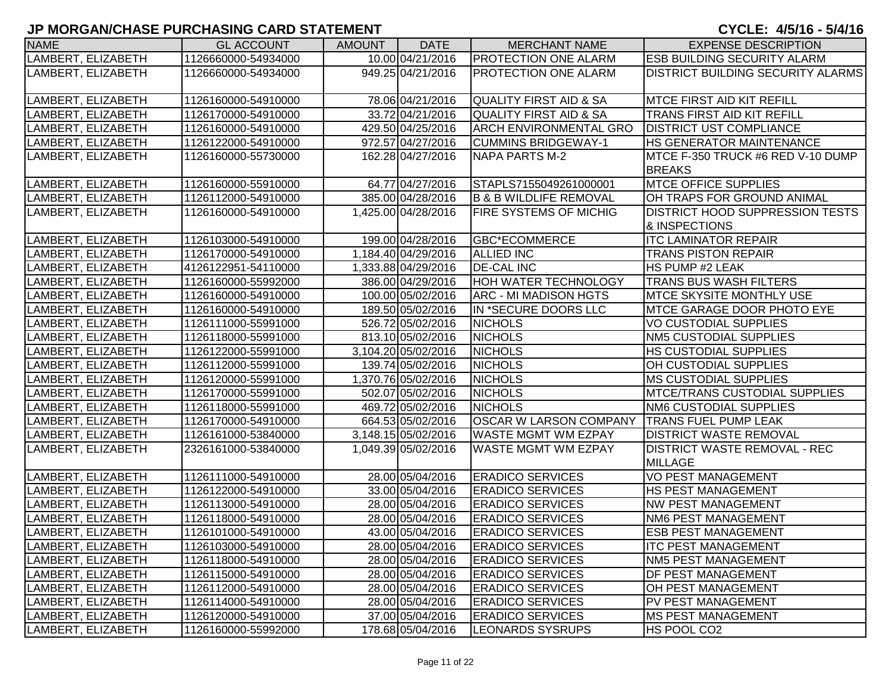# JP MORGAN/CHASE PURCHASING CARD STATEMENT

**CYCLE: 4/5/16 - 5/4/16**

| NAME | GL ACCOUNT | AMOUNT | DATE | MERCHANT NAME | EXPENSE DESCRIPTION |
|---|---|---|---|---|---|
| LAMBERT, ELIZABETH | 1126660000-54934000 | 10.00 | 04/21/2016 | PROTECTION ONE ALARM | ESB BUILDING SECURITY ALARM |
| LAMBERT, ELIZABETH | 1126660000-54934000 | 949.25 | 04/21/2016 | PROTECTION ONE ALARM | DISTRICT BUILDING SECURITY ALARMS |
| LAMBERT, ELIZABETH | 1126160000-54910000 | 78.06 | 04/21/2016 | QUALITY FIRST AID & SA | MTCE FIRST AID KIT REFILL |
| LAMBERT, ELIZABETH | 1126170000-54910000 | 33.72 | 04/21/2016 | QUALITY FIRST AID & SA | TRANS FIRST AID KIT REFILL |
| LAMBERT, ELIZABETH | 1126160000-54910000 | 429.50 | 04/25/2016 | ARCH ENVIRONMENTAL GRO | DISTRICT UST COMPLIANCE |
| LAMBERT, ELIZABETH | 1126122000-54910000 | 972.57 | 04/27/2016 | CUMMINS BRIDGEWAY-1 | HS GENERATOR MAINTENANCE |
| LAMBERT, ELIZABETH | 1126160000-55730000 | 162.28 | 04/27/2016 | NAPA PARTS M-2 | MTCE F-350 TRUCK #6 RED V-10 DUMP BREAKS |
| LAMBERT, ELIZABETH | 1126160000-55910000 | 64.77 | 04/27/2016 | STAPLS7155049261000001 | MTCE OFFICE SUPPLIES |
| LAMBERT, ELIZABETH | 1126112000-54910000 | 385.00 | 04/28/2016 | B & B WILDLIFE REMOVAL | OH TRAPS FOR GROUND ANIMAL |
| LAMBERT, ELIZABETH | 1126160000-54910000 | 1,425.00 | 04/28/2016 | FIRE SYSTEMS OF MICHIG | DISTRICT HOOD SUPPRESSION TESTS & INSPECTIONS |
| LAMBERT, ELIZABETH | 1126103000-54910000 | 199.00 | 04/28/2016 | GBC*ECOMMERCE | ITC LAMINATOR REPAIR |
| LAMBERT, ELIZABETH | 1126170000-54910000 | 1,184.40 | 04/29/2016 | ALLIED INC | TRANS PISTON REPAIR |
| LAMBERT, ELIZABETH | 4126122951-54110000 | 1,333.88 | 04/29/2016 | DE-CAL INC | HS PUMP #2 LEAK |
| LAMBERT, ELIZABETH | 1126160000-55992000 | 386.00 | 04/29/2016 | HOH WATER TECHNOLOGY | TRANS BUS WASH FILTERS |
| LAMBERT, ELIZABETH | 1126160000-54910000 | 100.00 | 05/02/2016 | ARC - MI MADISON HGTS | MTCE SKYSITE MONTHLY USE |
| LAMBERT, ELIZABETH | 1126160000-54910000 | 189.50 | 05/02/2016 | IN *SECURE DOORS LLC | MTCE GARAGE DOOR PHOTO EYE |
| LAMBERT, ELIZABETH | 1126111000-55991000 | 526.72 | 05/02/2016 | NICHOLS | VO CUSTODIAL SUPPLIES |
| LAMBERT, ELIZABETH | 1126118000-55991000 | 813.10 | 05/02/2016 | NICHOLS | NM5 CUSTODIAL SUPPLIES |
| LAMBERT, ELIZABETH | 1126122000-55991000 | 3,104.20 | 05/02/2016 | NICHOLS | HS CUSTODIAL SUPPLIES |
| LAMBERT, ELIZABETH | 1126112000-55991000 | 139.74 | 05/02/2016 | NICHOLS | OH CUSTODIAL SUPPLIES |
| LAMBERT, ELIZABETH | 1126120000-55991000 | 1,370.76 | 05/02/2016 | NICHOLS | MS CUSTODIAL SUPPLIES |
| LAMBERT, ELIZABETH | 1126170000-55991000 | 502.07 | 05/02/2016 | NICHOLS | MTCE/TRANS CUSTODIAL SUPPLIES |
| LAMBERT, ELIZABETH | 1126118000-55991000 | 469.72 | 05/02/2016 | NICHOLS | NM6 CUSTODIAL SUPPLIES |
| LAMBERT, ELIZABETH | 1126170000-54910000 | 664.53 | 05/02/2016 | OSCAR W LARSON COMPANY | TRANS FUEL PUMP LEAK |
| LAMBERT, ELIZABETH | 1126161000-53840000 | 3,148.15 | 05/02/2016 | WASTE MGMT WM EZPAY | DISTRICT WASTE REMOVAL |
| LAMBERT, ELIZABETH | 2326161000-53840000 | 1,049.39 | 05/02/2016 | WASTE MGMT WM EZPAY | DISTRICT WASTE REMOVAL - REC MILLAGE |
| LAMBERT, ELIZABETH | 1126111000-54910000 | 28.00 | 05/04/2016 | ERADICO SERVICES | VO PEST MANAGEMENT |
| LAMBERT, ELIZABETH | 1126122000-54910000 | 33.00 | 05/04/2016 | ERADICO SERVICES | HS PEST MANAGEMENT |
| LAMBERT, ELIZABETH | 1126113000-54910000 | 28.00 | 05/04/2016 | ERADICO SERVICES | NW PEST MANAGEMENT |
| LAMBERT, ELIZABETH | 1126118000-54910000 | 28.00 | 05/04/2016 | ERADICO SERVICES | NM6 PEST MANAGEMENT |
| LAMBERT, ELIZABETH | 1126101000-54910000 | 43.00 | 05/04/2016 | ERADICO SERVICES | ESB PEST MANAGEMENT |
| LAMBERT, ELIZABETH | 1126103000-54910000 | 28.00 | 05/04/2016 | ERADICO SERVICES | ITC PEST MANAGEMENT |
| LAMBERT, ELIZABETH | 1126118000-54910000 | 28.00 | 05/04/2016 | ERADICO SERVICES | NM5 PEST MANAGEMENT |
| LAMBERT, ELIZABETH | 1126115000-54910000 | 28.00 | 05/04/2016 | ERADICO SERVICES | DF PEST MANAGEMENT |
| LAMBERT, ELIZABETH | 1126112000-54910000 | 28.00 | 05/04/2016 | ERADICO SERVICES | OH PEST MANAGEMENT |
| LAMBERT, ELIZABETH | 1126114000-54910000 | 28.00 | 05/04/2016 | ERADICO SERVICES | PV PEST MANAGEMENT |
| LAMBERT, ELIZABETH | 1126120000-54910000 | 37.00 | 05/04/2016 | ERADICO SERVICES | MS PEST MANAGEMENT |
| LAMBERT, ELIZABETH | 1126160000-55992000 | 178.68 | 05/04/2016 | LEONARDS SYSRUPS | HS POOL $CO_2$ |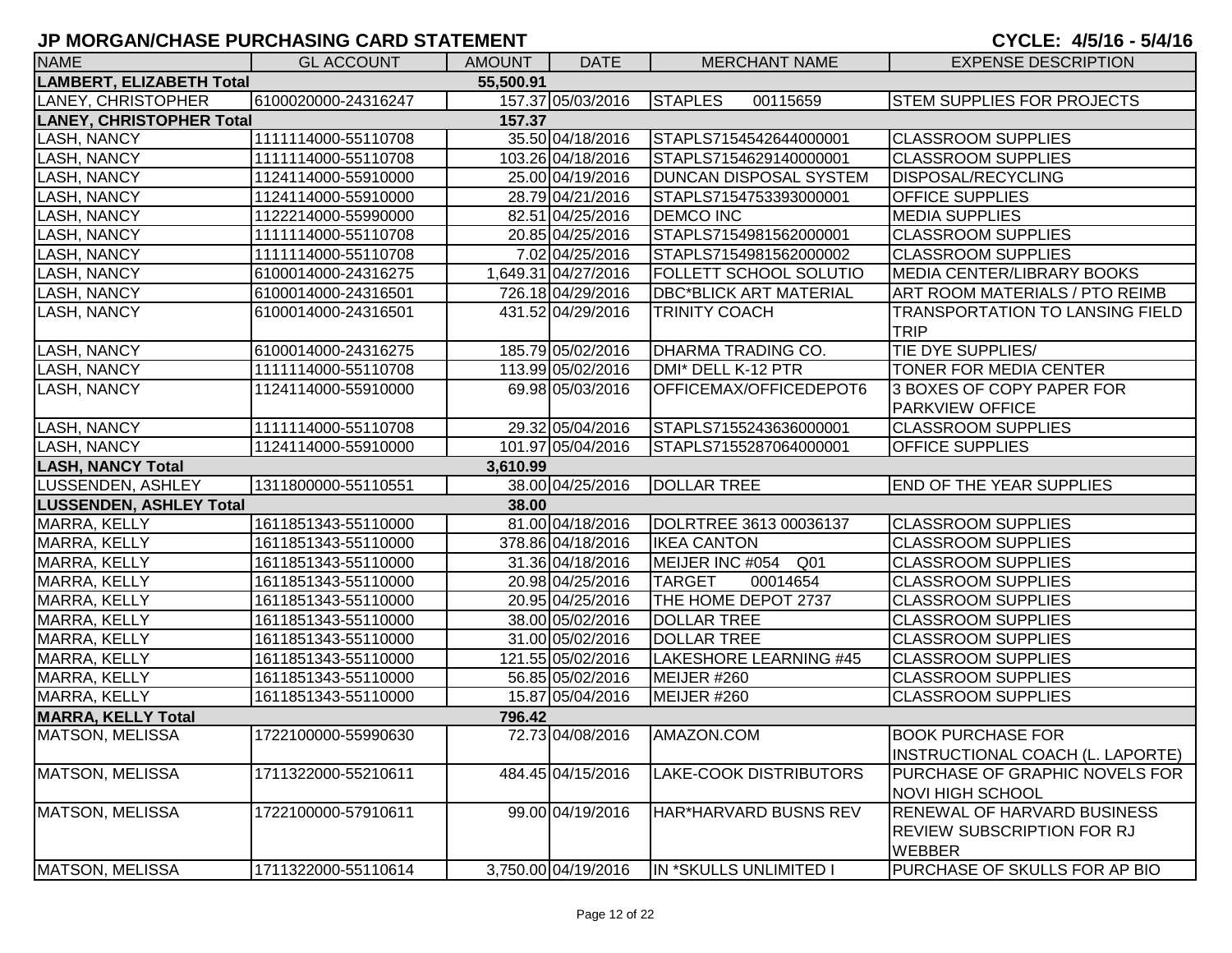## JP MORGAN/CHASE PURCHASING CARD STATEMENT

**CYCLE: 4/5/16 - 5/4/16**

| NAME | GL ACCOUNT | AMOUNT | DATE | MERCHANT NAME | EXPENSE DESCRIPTION |
|---|---|---|---|---|---|
| **LAMBERT, ELIZABETH Total** | | **55,500.91** | | | |
| LANEY, CHRISTOPHER | 6100020000-24316247 | 157.37 | 05/03/2016 | STAPLES 00115659 | STEM SUPPLIES FOR PROJECTS |
| **LANEY, CHRISTOPHER Total** | | **157.37** | | | |
| LASH, NANCY | 1111114000-55110708 | 35.50 | 04/18/2016 | STAPLS7154542644000001 | CLASSROOM SUPPLIES |
| LASH, NANCY | 1111114000-55110708 | 103.26 | 04/18/2016 | STAPLS7154629140000001 | CLASSROOM SUPPLIES |
| LASH, NANCY | 1124114000-55910000 | 25.00 | 04/19/2016 | DUNCAN DISPOSAL SYSTEM | DISPOSAL/RECYCLING |
| LASH, NANCY | 1124114000-55910000 | 28.79 | 04/21/2016 | STAPLS7154753393000001 | OFFICE SUPPLIES |
| LASH, NANCY | 1122214000-55990000 | 82.51 | 04/25/2016 | DEMCO INC | MEDIA SUPPLIES |
| LASH, NANCY | 1111114000-55110708 | 20.85 | 04/25/2016 | STAPLS7154981562000001 | CLASSROOM SUPPLIES |
| LASH, NANCY | 1111114000-55110708 | 7.02 | 04/25/2016 | STAPLS7154981562000002 | CLASSROOM SUPPLIES |
| LASH, NANCY | 6100014000-24316275 | 1,649.31 | 04/27/2016 | FOLLETT SCHOOL SOLUTIO | MEDIA CENTER/LIBRARY BOOKS |
| LASH, NANCY | 6100014000-24316501 | 726.18 | 04/29/2016 | DBC*BLICK ART MATERIAL | ART ROOM MATERIALS / PTO REIMB |
| LASH, NANCY | 6100014000-24316501 | 431.52 | 04/29/2016 | TRINITY COACH | TRANSPORTATION TO LANSING FIELD TRIP |
| LASH, NANCY | 6100014000-24316275 | 185.79 | 05/02/2016 | DHARMA TRADING CO. | TIE DYE SUPPLIES/ |
| LASH, NANCY | 1111114000-55110708 | 113.99 | 05/02/2016 | DMI* DELL K-12 PTR | TONER FOR MEDIA CENTER |
| LASH, NANCY | 1124114000-55910000 | 69.98 | 05/03/2016 | OFFICEMAX/OFFICEDEPOT6 | 3 BOXES OF COPY PAPER FOR PARKVIEW OFFICE |
| LASH, NANCY | 1111114000-55110708 | 29.32 | 05/04/2016 | STAPLS7155243636000001 | CLASSROOM SUPPLIES |
| LASH, NANCY | 1124114000-55910000 | 101.97 | 05/04/2016 | STAPLS7155287064000001 | OFFICE SUPPLIES |
| **LASH, NANCY Total** | | **3,610.99** | | | |
| LUSSENDEN, ASHLEY | 1311800000-55110551 | 38.00 | 04/25/2016 | DOLLAR TREE | END OF THE YEAR SUPPLIES |
| **LUSSENDEN, ASHLEY Total** | | **38.00** | | | |
| MARRA, KELLY | 1611851343-55110000 | 81.00 | 04/18/2016 | DOLRTREE 3613 00036137 | CLASSROOM SUPPLIES |
| MARRA, KELLY | 1611851343-55110000 | 378.86 | 04/18/2016 | IKEA CANTON | CLASSROOM SUPPLIES |
| MARRA, KELLY | 1611851343-55110000 | 31.36 | 04/18/2016 | MEIJER INC #054 Q01 | CLASSROOM SUPPLIES |
| MARRA, KELLY | 1611851343-55110000 | 20.98 | 04/25/2016 | TARGET 00014654 | CLASSROOM SUPPLIES |
| MARRA, KELLY | 1611851343-55110000 | 20.95 | 04/25/2016 | THE HOME DEPOT 2737 | CLASSROOM SUPPLIES |
| MARRA, KELLY | 1611851343-55110000 | 38.00 | 05/02/2016 | DOLLAR TREE | CLASSROOM SUPPLIES |
| MARRA, KELLY | 1611851343-55110000 | 31.00 | 05/02/2016 | DOLLAR TREE | CLASSROOM SUPPLIES |
| MARRA, KELLY | 1611851343-55110000 | 121.55 | 05/02/2016 | LAKESHORE LEARNING #45 | CLASSROOM SUPPLIES |
| MARRA, KELLY | 1611851343-55110000 | 56.85 | 05/02/2016 | MEIJER #260 | CLASSROOM SUPPLIES |
| MARRA, KELLY | 1611851343-55110000 | 15.87 | 05/04/2016 | MEIJER #260 | CLASSROOM SUPPLIES |
| **MARRA, KELLY Total** | | **796.42** | | | |
| MATSON, MELISSA | 1722100000-55990630 | 72.73 | 04/08/2016 | AMAZON.COM | BOOK PURCHASE FOR INSTRUCTIONAL COACH (L. LAPORTE) |
| MATSON, MELISSA | 1711322000-55210611 | 484.45 | 04/15/2016 | LAKE-COOK DISTRIBUTORS | PURCHASE OF GRAPHIC NOVELS FOR NOVI HIGH SCHOOL |
| MATSON, MELISSA | 1722100000-57910611 | 99.00 | 04/19/2016 | HAR*HARVARD BUSNS REV | RENEWAL OF HARVARD BUSINESS REVIEW SUBSCRIPTION FOR RJ WEBBER |
| MATSON, MELISSA | 1711322000-55110614 | 3,750.00 | 04/19/2016 | IN *SKULLS UNLIMITED I | PURCHASE OF SKULLS FOR AP BIO |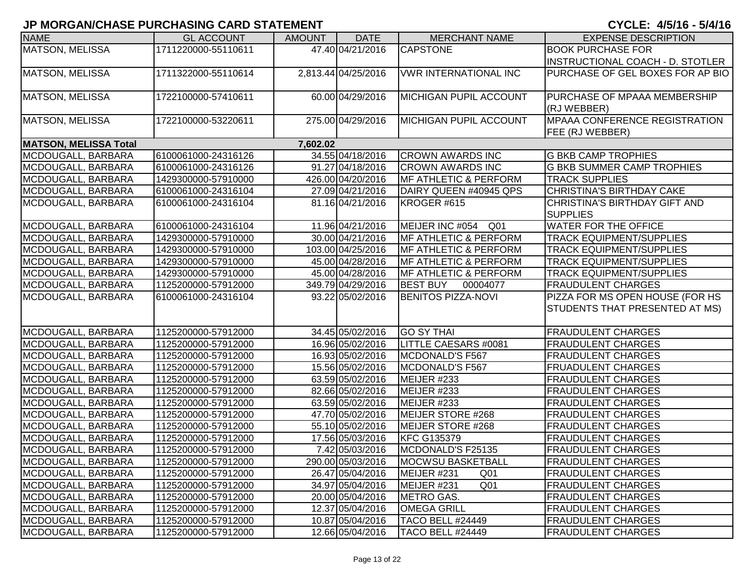# JP MORGAN/CHASE PURCHASING CARD STATEMENT

**CYCLE: 4/5/16 - 5/4/16**

| NAME | GL ACCOUNT | AMOUNT | DATE | MERCHANT NAME | EXPENSE DESCRIPTION |
|---|---|---|---|---|---|
| MATSON, MELISSA | 1711220000-55110611 | 47.40 | 04/21/2016 | CAPSTONE | BOOK PURCHASE FOR INSTRUCTIONAL COACH - D. STOTLER |
| MATSON, MELISSA | 1711322000-55110614 | 2,813.44 | 04/25/2016 | VWR INTERNATIONAL INC | PURCHASE OF GEL BOXES FOR AP BIO |
| MATSON, MELISSA | 1722100000-57410611 | 60.00 | 04/29/2016 | MICHIGAN PUPIL ACCOUNT | PURCHASE OF MPAAA MEMBERSHIP (RJ WEBBER) |
| MATSON, MELISSA | 1722100000-53220611 | 275.00 | 04/29/2016 | MICHIGAN PUPIL ACCOUNT | MPAAA CONFERENCE REGISTRATION FEE (RJ WEBBER) |
| **MATSON, MELISSA Total** | | **7,602.02** | | | |
| MCDOUGALL, BARBARA | 6100061000-24316126 | 34.55 | 04/18/2016 | CROWN AWARDS INC | G BKB CAMP TROPHIES |
| MCDOUGALL, BARBARA | 6100061000-24316126 | 91.27 | 04/18/2016 | CROWN AWARDS INC | G BKB SUMMER CAMP TROPHIES |
| MCDOUGALL, BARBARA | 1429300000-57910000 | 426.00 | 04/20/2016 | MF ATHLETIC & PERFORM | TRACK SUPPLIES |
| MCDOUGALL, BARBARA | 6100061000-24316104 | 27.09 | 04/21/2016 | DAIRY QUEEN #40945 QPS | CHRISTINA'S BIRTHDAY CAKE |
| MCDOUGALL, BARBARA | 6100061000-24316104 | 81.16 | 04/21/2016 | KROGER #615 | CHRISTINA'S BIRTHDAY GIFT AND SUPPLIES |
| MCDOUGALL, BARBARA | 6100061000-24316104 | 11.96 | 04/21/2016 | MEIJER INC #054 Q01 | WATER FOR THE OFFICE |
| MCDOUGALL, BARBARA | 1429300000-57910000 | 30.00 | 04/21/2016 | MF ATHLETIC & PERFORM | TRACK EQUIPMENT/SUPPLIES |
| MCDOUGALL, BARBARA | 1429300000-57910000 | 103.00 | 04/25/2016 | MF ATHLETIC & PERFORM | TRACK EQUIPMENT/SUPPLIES |
| MCDOUGALL, BARBARA | 1429300000-57910000 | 45.00 | 04/28/2016 | MF ATHLETIC & PERFORM | TRACK EQUIPMENT/SUPPLIES |
| MCDOUGALL, BARBARA | 1429300000-57910000 | 45.00 | 04/28/2016 | MF ATHLETIC & PERFORM | TRACK EQUIPMENT/SUPPLIES |
| MCDOUGALL, BARBARA | 1125200000-57912000 | 349.79 | 04/29/2016 | BEST BUY 00004077 | FRAUDULENT CHARGES |
| MCDOUGALL, BARBARA | 6100061000-24316104 | 93.22 | 05/02/2016 | BENITOS PIZZA-NOVI | PIZZA FOR MS OPEN HOUSE (FOR HS STUDENTS THAT PRESENTED AT MS) |
| MCDOUGALL, BARBARA | 1125200000-57912000 | 34.45 | 05/02/2016 | GO SY THAI | FRAUDULENT CHARGES |
| MCDOUGALL, BARBARA | 1125200000-57912000 | 16.96 | 05/02/2016 | LITTLE CAESARS #0081 | FRAUDULENT CHARGES |
| MCDOUGALL, BARBARA | 1125200000-57912000 | 16.93 | 05/02/2016 | MCDONALD'S F567 | FRAUDULENT CHARGES |
| MCDOUGALL, BARBARA | 1125200000-57912000 | 15.56 | 05/02/2016 | MCDONALD'S F567 | FRUADULENT CHARGES |
| MCDOUGALL, BARBARA | 1125200000-57912000 | 63.59 | 05/02/2016 | MEIJER #233 | FRAUDULENT CHARGES |
| MCDOUGALL, BARBARA | 1125200000-57912000 | 82.66 | 05/02/2016 | MEIJER #233 | FRAUDULENT CHARGES |
| MCDOUGALL, BARBARA | 1125200000-57912000 | 63.59 | 05/02/2016 | MEIJER #233 | FRAUDULENT CHARGES |
| MCDOUGALL, BARBARA | 1125200000-57912000 | 47.70 | 05/02/2016 | MEIJER STORE #268 | FRAUDULENT CHARGES |
| MCDOUGALL, BARBARA | 1125200000-57912000 | 55.10 | 05/02/2016 | MEIJER STORE #268 | FRAUDULENT CHARGES |
| MCDOUGALL, BARBARA | 1125200000-57912000 | 17.56 | 05/03/2016 | KFC G135379 | FRAUDULENT CHARGES |
| MCDOUGALL, BARBARA | 1125200000-57912000 | 7.42 | 05/03/2016 | MCDONALD'S F25135 | FRAUDULENT CHARGES |
| MCDOUGALL, BARBARA | 1125200000-57912000 | 290.00 | 05/03/2016 | MOCWSU BASKETBALL | FRAUDULENT CHARGES |
| MCDOUGALL, BARBARA | 1125200000-57912000 | 26.47 | 05/04/2016 | MEIJER #231 Q01 | FRAUDULENT CHARGES |
| MCDOUGALL, BARBARA | 1125200000-57912000 | 34.97 | 05/04/2016 | MEIJER #231 Q01 | FRAUDULENT CHARGES |
| MCDOUGALL, BARBARA | 1125200000-57912000 | 20.00 | 05/04/2016 | METRO GAS. | FRAUDULENT CHARGES |
| MCDOUGALL, BARBARA | 1125200000-57912000 | 12.37 | 05/04/2016 | OMEGA GRILL | FRAUDULENT CHARGES |
| MCDOUGALL, BARBARA | 1125200000-57912000 | 10.87 | 05/04/2016 | TACO BELL #24449 | FRAUDULENT CHARGES |
| MCDOUGALL, BARBARA | 1125200000-57912000 | 12.66 | 05/04/2016 | TACO BELL #24449 | FRAUDULENT CHARGES |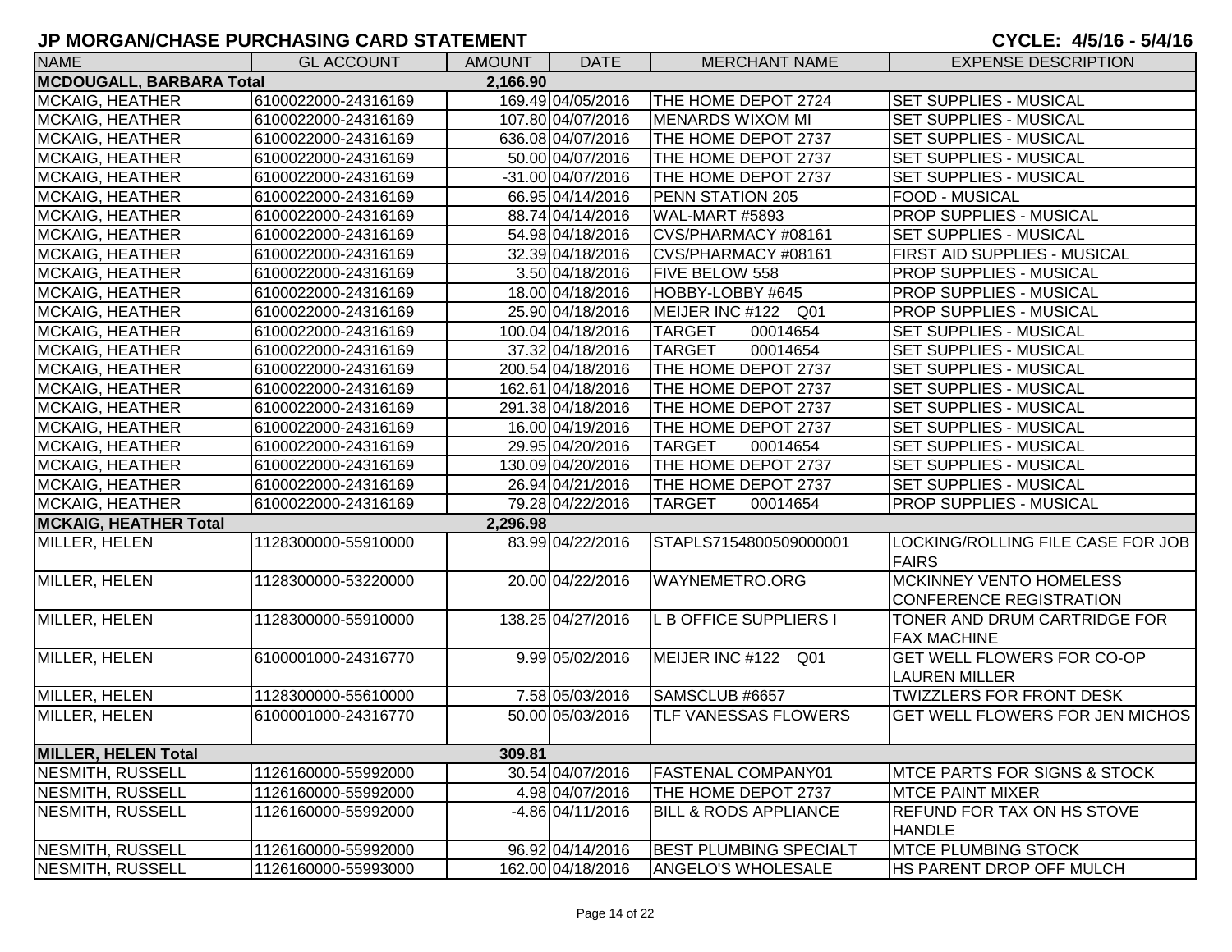**JP MORGAN/CHASE PURCHASING CARD STATEMENT** **CYCLE: 4/5/16 - 5/4/16**

| NAME | GL ACCOUNT | AMOUNT | DATE | MERCHANT NAME | EXPENSE DESCRIPTION |
|---|---|---|---|---|---|
| **MCDOUGALL, BARBARA Total** | | **2,166.90** | | | |
| MCKAIG, HEATHER | 6100022000-24316169 | 169.49 | 04/05/2016 | THE HOME DEPOT 2724 | SET SUPPLIES - MUSICAL |
| MCKAIG, HEATHER | 6100022000-24316169 | 107.80 | 04/07/2016 | MENARDS WIXOM MI | SET SUPPLIES - MUSICAL |
| MCKAIG, HEATHER | 6100022000-24316169 | 636.08 | 04/07/2016 | THE HOME DEPOT 2737 | SET SUPPLIES - MUSICAL |
| MCKAIG, HEATHER | 6100022000-24316169 | 50.00 | 04/07/2016 | THE HOME DEPOT 2737 | SET SUPPLIES - MUSICAL |
| MCKAIG, HEATHER | 6100022000-24316169 | -31.00 | 04/07/2016 | THE HOME DEPOT 2737 | SET SUPPLIES - MUSICAL |
| MCKAIG, HEATHER | 6100022000-24316169 | 66.95 | 04/14/2016 | PENN STATION 205 | FOOD - MUSICAL |
| MCKAIG, HEATHER | 6100022000-24316169 | 88.74 | 04/14/2016 | WAL-MART #5893 | PROP SUPPLIES - MUSICAL |
| MCKAIG, HEATHER | 6100022000-24316169 | 54.98 | 04/18/2016 | CVS/PHARMACY #08161 | SET SUPPLIES - MUSICAL |
| MCKAIG, HEATHER | 6100022000-24316169 | 32.39 | 04/18/2016 | CVS/PHARMACY #08161 | FIRST AID SUPPLIES - MUSICAL |
| MCKAIG, HEATHER | 6100022000-24316169 | 3.50 | 04/18/2016 | FIVE BELOW 558 | PROP SUPPLIES - MUSICAL |
| MCKAIG, HEATHER | 6100022000-24316169 | 18.00 | 04/18/2016 | HOBBY-LOBBY #645 | PROP SUPPLIES - MUSICAL |
| MCKAIG, HEATHER | 6100022000-24316169 | 25.90 | 04/18/2016 | MEIJER INC #122 Q01 | PROP SUPPLIES - MUSICAL |
| MCKAIG, HEATHER | 6100022000-24316169 | 100.04 | 04/18/2016 | TARGET 00014654 | SET SUPPLIES - MUSICAL |
| MCKAIG, HEATHER | 6100022000-24316169 | 37.32 | 04/18/2016 | TARGET 00014654 | SET SUPPLIES - MUSICAL |
| MCKAIG, HEATHER | 6100022000-24316169 | 200.54 | 04/18/2016 | THE HOME DEPOT 2737 | SET SUPPLIES - MUSICAL |
| MCKAIG, HEATHER | 6100022000-24316169 | 162.61 | 04/18/2016 | THE HOME DEPOT 2737 | SET SUPPLIES - MUSICAL |
| MCKAIG, HEATHER | 6100022000-24316169 | 291.38 | 04/18/2016 | THE HOME DEPOT 2737 | SET SUPPLIES - MUSICAL |
| MCKAIG, HEATHER | 6100022000-24316169 | 16.00 | 04/19/2016 | THE HOME DEPOT 2737 | SET SUPPLIES - MUSICAL |
| MCKAIG, HEATHER | 6100022000-24316169 | 29.95 | 04/20/2016 | TARGET 00014654 | SET SUPPLIES - MUSICAL |
| MCKAIG, HEATHER | 6100022000-24316169 | 130.09 | 04/20/2016 | THE HOME DEPOT 2737 | SET SUPPLIES - MUSICAL |
| MCKAIG, HEATHER | 6100022000-24316169 | 26.94 | 04/21/2016 | THE HOME DEPOT 2737 | SET SUPPLIES - MUSICAL |
| MCKAIG, HEATHER | 6100022000-24316169 | 79.28 | 04/22/2016 | TARGET 00014654 | PROP SUPPLIES - MUSICAL |
| **MCKAIG, HEATHER Total** | | **2,296.98** | | | |
| MILLER, HELEN | 1128300000-55910000 | 83.99 | 04/22/2016 | STAPLS7154800509000001 | LOCKING/ROLLING FILE CASE FOR JOB FAIRS |
| MILLER, HELEN | 1128300000-53220000 | 20.00 | 04/22/2016 | WAYNEMETRO.ORG | MCKINNEY VENTO HOMELESS CONFERENCE REGISTRATION |
| MILLER, HELEN | 1128300000-55910000 | 138.25 | 04/27/2016 | L B OFFICE SUPPLIERS I | TONER AND DRUM CARTRIDGE FOR FAX MACHINE |
| MILLER, HELEN | 6100001000-24316770 | 9.99 | 05/02/2016 | MEIJER INC #122 Q01 | GET WELL FLOWERS FOR CO-OP LAUREN MILLER |
| MILLER, HELEN | 1128300000-55610000 | 7.58 | 05/03/2016 | SAMSCLUB #6657 | TWIZZLERS FOR FRONT DESK |
| MILLER, HELEN | 6100001000-24316770 | 50.00 | 05/03/2016 | TLF VANESSAS FLOWERS | GET WELL FLOWERS FOR JEN MICHOS |
| **MILLER, HELEN Total** | | **309.81** | | | |
| NESMITH, RUSSELL | 1126160000-55992000 | 30.54 | 04/07/2016 | FASTENAL COMPANY01 | MTCE PARTS FOR SIGNS & STOCK |
| NESMITH, RUSSELL | 1126160000-55992000 | 4.98 | 04/07/2016 | THE HOME DEPOT 2737 | MTCE PAINT MIXER |
| NESMITH, RUSSELL | 1126160000-55992000 | -4.86 | 04/11/2016 | BILL & RODS APPLIANCE | REFUND FOR TAX ON HS STOVE HANDLE |
| NESMITH, RUSSELL | 1126160000-55992000 | 96.92 | 04/14/2016 | BEST PLUMBING SPECIALT | MTCE PLUMBING STOCK |
| NESMITH, RUSSELL | 1126160000-55993000 | 162.00 | 04/18/2016 | ANGELO'S WHOLESALE | HS PARENT DROP OFF MULCH |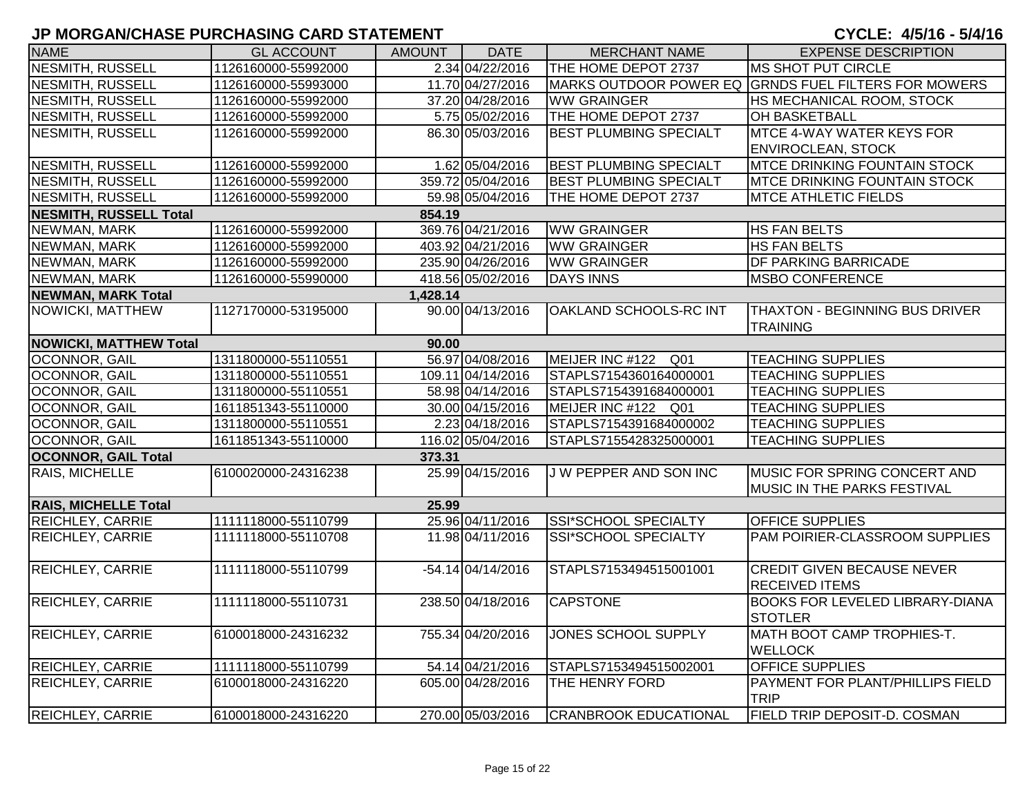# JP MORGAN/CHASE PURCHASING CARD STATEMENT

**CYCLE: 4/5/16 - 5/4/16**

| NAME | GL ACCOUNT | AMOUNT | DATE | MERCHANT NAME | EXPENSE DESCRIPTION |
|---|---|---|---|---|---|
| NESMITH, RUSSELL | 1126160000-55992000 | 2.34 | 04/22/2016 | THE HOME DEPOT 2737 | MS SHOT PUT CIRCLE |
| NESMITH, RUSSELL | 1126160000-55993000 | 11.70 | 04/27/2016 | MARKS OUTDOOR POWER EQ | GRNDS FUEL FILTERS FOR MOWERS |
| NESMITH, RUSSELL | 1126160000-55992000 | 37.20 | 04/28/2016 | WW GRAINGER | HS MECHANICAL ROOM, STOCK |
| NESMITH, RUSSELL | 1126160000-55992000 | 5.75 | 05/02/2016 | THE HOME DEPOT 2737 | OH BASKETBALL |
| NESMITH, RUSSELL | 1126160000-55992000 | 86.30 | 05/03/2016 | BEST PLUMBING SPECIALT | MTCE 4-WAY WATER KEYS FOR ENVIROCLEAN, STOCK |
| NESMITH, RUSSELL | 1126160000-55992000 | 1.62 | 05/04/2016 | BEST PLUMBING SPECIALT | MTCE DRINKING FOUNTAIN STOCK |
| NESMITH, RUSSELL | 1126160000-55992000 | 359.72 | 05/04/2016 | BEST PLUMBING SPECIALT | MTCE DRINKING FOUNTAIN STOCK |
| NESMITH, RUSSELL | 1126160000-55992000 | 59.98 | 05/04/2016 | THE HOME DEPOT 2737 | MTCE ATHLETIC FIELDS |
| **NESMITH, RUSSELL Total** | | **854.19** | | | |
| NEWMAN, MARK | 1126160000-55992000 | 369.76 | 04/21/2016 | WW GRAINGER | HS FAN BELTS |
| NEWMAN, MARK | 1126160000-55992000 | 403.92 | 04/21/2016 | WW GRAINGER | HS FAN BELTS |
| NEWMAN, MARK | 1126160000-55992000 | 235.90 | 04/26/2016 | WW GRAINGER | DF PARKING BARRICADE |
| NEWMAN, MARK | 1126160000-55990000 | 418.56 | 05/02/2016 | DAYS INNS | MSBO CONFERENCE |
| **NEWMAN, MARK Total** | | **1,428.14** | | | |
| NOWICKI, MATTHEW | 1127170000-53195000 | 90.00 | 04/13/2016 | OAKLAND SCHOOLS-RC INT | THAXTON - BEGINNING BUS DRIVER TRAINING |
| **NOWICKI, MATTHEW Total** | | **90.00** | | | |
| OCONNOR, GAIL | 1311800000-55110551 | 56.97 | 04/08/2016 | MEIJER INC #122 Q01 | TEACHING SUPPLIES |
| OCONNOR, GAIL | 1311800000-55110551 | 109.11 | 04/14/2016 | STAPLS7154360164000001 | TEACHING SUPPLIES |
| OCONNOR, GAIL | 1311800000-55110551 | 58.98 | 04/14/2016 | STAPLS7154391684000001 | TEACHING SUPPLIES |
| OCONNOR, GAIL | 1611851343-55110000 | 30.00 | 04/15/2016 | MEIJER INC #122 Q01 | TEACHING SUPPLIES |
| OCONNOR, GAIL | 1311800000-55110551 | 2.23 | 04/18/2016 | STAPLS7154391684000002 | TEACHING SUPPLIES |
| OCONNOR, GAIL | 1611851343-55110000 | 116.02 | 05/04/2016 | STAPLS7155428325000001 | TEACHING SUPPLIES |
| **OCONNOR, GAIL Total** | | **373.31** | | | |
| RAIS, MICHELLE | 6100020000-24316238 | 25.99 | 04/15/2016 | J W PEPPER AND SON INC | MUSIC FOR SPRING CONCERT AND MUSIC IN THE PARKS FESTIVAL |
| **RAIS, MICHELLE Total** | | **25.99** | | | |
| REICHLEY, CARRIE | 1111118000-55110799 | 25.96 | 04/11/2016 | SSI*SCHOOL SPECIALTY | OFFICE SUPPLIES |
| REICHLEY, CARRIE | 1111118000-55110708 | 11.98 | 04/11/2016 | SSI*SCHOOL SPECIALTY | PAM POIRIER-CLASSROOM SUPPLIES |
| REICHLEY, CARRIE | 1111118000-55110799 | -54.14 | 04/14/2016 | STAPLS7153494515001001 | CREDIT GIVEN BECAUSE NEVER RECEIVED ITEMS |
| REICHLEY, CARRIE | 1111118000-55110731 | 238.50 | 04/18/2016 | CAPSTONE | BOOKS FOR LEVELED LIBRARY-DIANA STOTLER |
| REICHLEY, CARRIE | 6100018000-24316232 | 755.34 | 04/20/2016 | JONES SCHOOL SUPPLY | MATH BOOT CAMP TROPHIES-T. WELLOCK |
| REICHLEY, CARRIE | 1111118000-55110799 | 54.14 | 04/21/2016 | STAPLS7153494515002001 | OFFICE SUPPLIES |
| REICHLEY, CARRIE | 6100018000-24316220 | 605.00 | 04/28/2016 | THE HENRY FORD | PAYMENT FOR PLANT/PHILLIPS FIELD TRIP |
| REICHLEY, CARRIE | 6100018000-24316220 | 270.00 | 05/03/2016 | CRANBROOK EDUCATIONAL | FIELD TRIP DEPOSIT-D. COSMAN |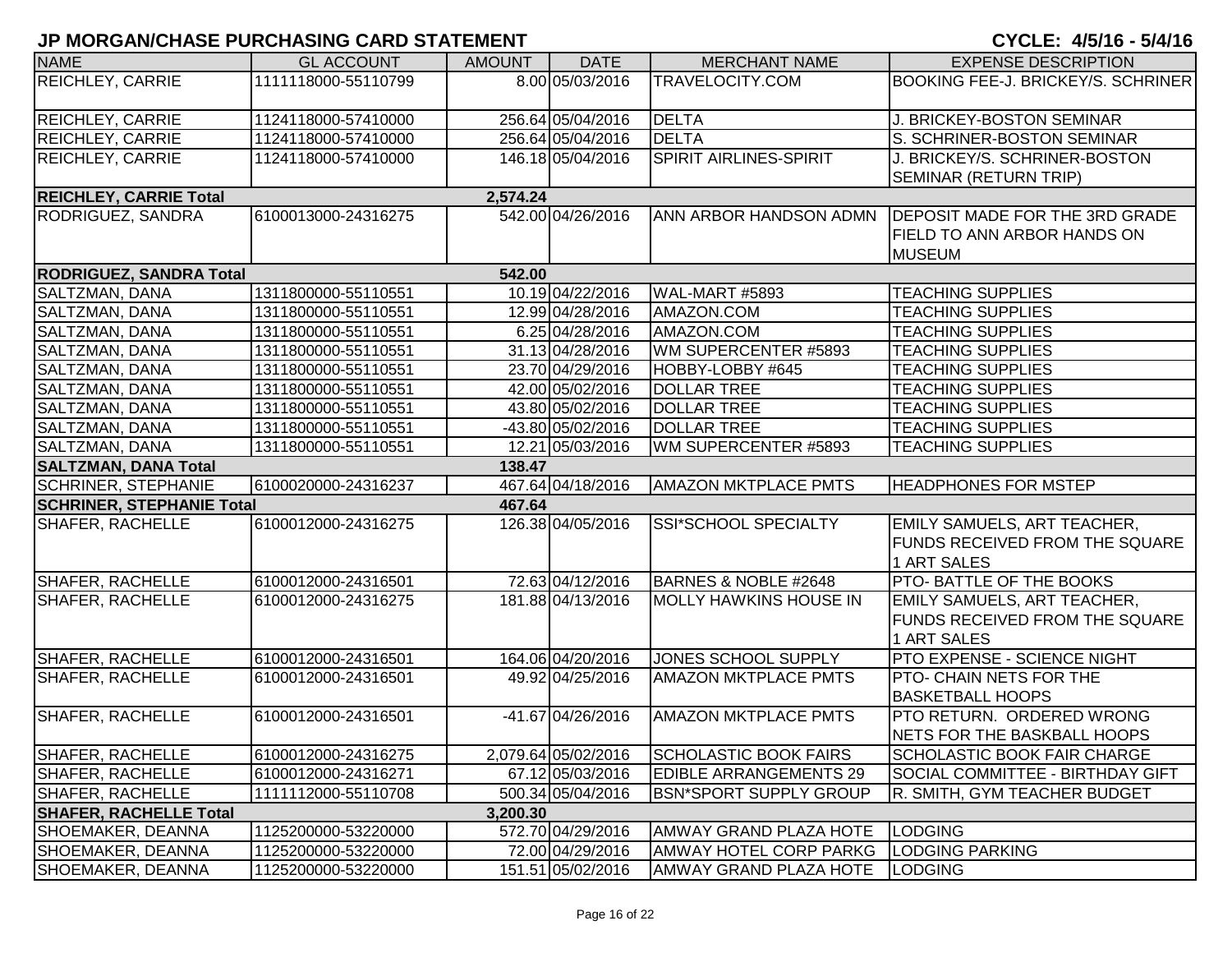# JP MORGAN/CHASE PURCHASING CARD STATEMENT

CYCLE: 4/5/16 - 5/4/16

| NAME | GL ACCOUNT | AMOUNT | DATE | MERCHANT NAME | EXPENSE DESCRIPTION |
|---|---|---|---|---|---|
| REICHLEY, CARRIE | 1111118000-55110799 | 8.00 | 05/03/2016 | TRAVELOCITY.COM | BOOKING FEE-J. BRICKEY/S. SCHRINER |
| REICHLEY, CARRIE | 1124118000-57410000 | 256.64 | 05/04/2016 | DELTA | J. BRICKEY-BOSTON SEMINAR |
| REICHLEY, CARRIE | 1124118000-57410000 | 256.64 | 05/04/2016 | DELTA | S. SCHRINER-BOSTON SEMINAR |
| REICHLEY, CARRIE | 1124118000-57410000 | 146.18 | 05/04/2016 | SPIRIT AIRLINES-SPIRIT | J. BRICKEY/S. SCHRINER-BOSTON SEMINAR (RETURN TRIP) |
| **REICHLEY, CARRIE Total** | | **2,574.24** | | | |
| RODRIGUEZ, SANDRA | 6100013000-24316275 | 542.00 | 04/26/2016 | ANN ARBOR HANDSON ADMN | DEPOSIT MADE FOR THE 3RD GRADE FIELD TO ANN ARBOR HANDS ON MUSEUM |
| **RODRIGUEZ, SANDRA Total** | | **542.00** | | | |
| SALTZMAN, DANA | 1311800000-55110551 | 10.19 | 04/22/2016 | WAL-MART #5893 | TEACHING SUPPLIES |
| SALTZMAN, DANA | 1311800000-55110551 | 12.99 | 04/28/2016 | AMAZON.COM | TEACHING SUPPLIES |
| SALTZMAN, DANA | 1311800000-55110551 | 6.25 | 04/28/2016 | AMAZON.COM | TEACHING SUPPLIES |
| SALTZMAN, DANA | 1311800000-55110551 | 31.13 | 04/28/2016 | WM SUPERCENTER #5893 | TEACHING SUPPLIES |
| SALTZMAN, DANA | 1311800000-55110551 | 23.70 | 04/29/2016 | HOBBY-LOBBY #645 | TEACHING SUPPLIES |
| SALTZMAN, DANA | 1311800000-55110551 | 42.00 | 05/02/2016 | DOLLAR TREE | TEACHING SUPPLIES |
| SALTZMAN, DANA | 1311800000-55110551 | 43.80 | 05/02/2016 | DOLLAR TREE | TEACHING SUPPLIES |
| SALTZMAN, DANA | 1311800000-55110551 | -43.80 | 05/02/2016 | DOLLAR TREE | TEACHING SUPPLIES |
| SALTZMAN, DANA | 1311800000-55110551 | 12.21 | 05/03/2016 | WM SUPERCENTER #5893 | TEACHING SUPPLIES |
| **SALTZMAN, DANA Total** | | **138.47** | | | |
| SCHRINER, STEPHANIE | 6100020000-24316237 | 467.64 | 04/18/2016 | AMAZON MKTPLACE PMTS | HEADPHONES FOR MSTEP |
| **SCHRINER, STEPHANIE Total** | | **467.64** | | | |
| SHAFER, RACHELLE | 6100012000-24316275 | 126.38 | 04/05/2016 | SSI*SCHOOL SPECIALTY | EMILY SAMUELS, ART TEACHER, FUNDS RECEIVED FROM THE SQUARE 1 ART SALES |
| SHAFER, RACHELLE | 6100012000-24316501 | 72.63 | 04/12/2016 | BARNES & NOBLE #2648 | PTO- BATTLE OF THE BOOKS |
| SHAFER, RACHELLE | 6100012000-24316275 | 181.88 | 04/13/2016 | MOLLY HAWKINS HOUSE IN | EMILY SAMUELS, ART TEACHER, FUNDS RECEIVED FROM THE SQUARE 1 ART SALES |
| SHAFER, RACHELLE | 6100012000-24316501 | 164.06 | 04/20/2016 | JONES SCHOOL SUPPLY | PTO EXPENSE - SCIENCE NIGHT |
| SHAFER, RACHELLE | 6100012000-24316501 | 49.92 | 04/25/2016 | AMAZON MKTPLACE PMTS | PTO- CHAIN NETS FOR THE BASKETBALL HOOPS |
| SHAFER, RACHELLE | 6100012000-24316501 | -41.67 | 04/26/2016 | AMAZON MKTPLACE PMTS | PTO RETURN. ORDERED WRONG NETS FOR THE BASKBALL HOOPS |
| SHAFER, RACHELLE | 6100012000-24316275 | 2,079.64 | 05/02/2016 | SCHOLASTIC BOOK FAIRS | SCHOLASTIC BOOK FAIR CHARGE |
| SHAFER, RACHELLE | 6100012000-24316271 | 67.12 | 05/03/2016 | EDIBLE ARRANGEMENTS 29 | SOCIAL COMMITTEE - BIRTHDAY GIFT |
| SHAFER, RACHELLE | 1111112000-55110708 | 500.34 | 05/04/2016 | BSN*SPORT SUPPLY GROUP | R. SMITH, GYM TEACHER BUDGET |
| **SHAFER, RACHELLE Total** | | **3,200.30** | | | |
| SHOEMAKER, DEANNA | 1125200000-53220000 | 572.70 | 04/29/2016 | AMWAY GRAND PLAZA HOTE | LODGING |
| SHOEMAKER, DEANNA | 1125200000-53220000 | 72.00 | 04/29/2016 | AMWAY HOTEL CORP PARKG | LODGING PARKING |
| SHOEMAKER, DEANNA | 1125200000-53220000 | 151.51 | 05/02/2016 | AMWAY GRAND PLAZA HOTE | LODGING |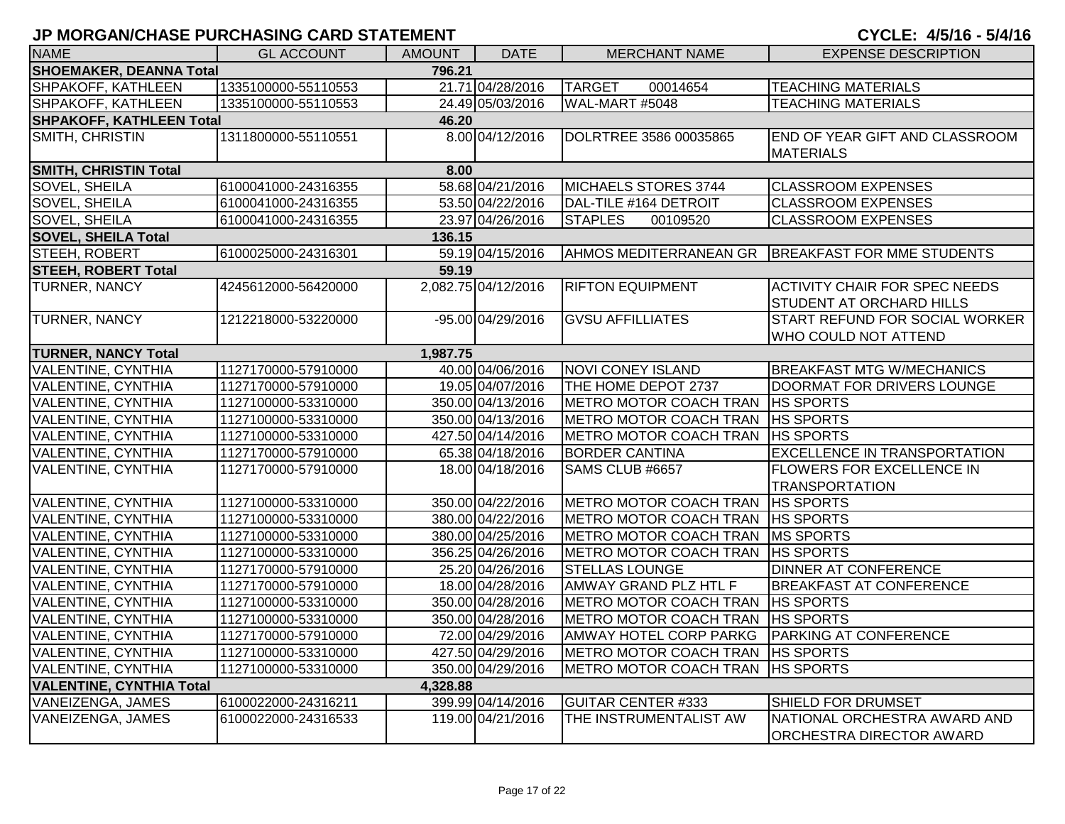# JP MORGAN/CHASE PURCHASING CARD STATEMENT

**CYCLE: 4/5/16 - 5/4/16**

| NAME | GL ACCOUNT | AMOUNT | DATE | MERCHANT NAME | EXPENSE DESCRIPTION |
|---|---|---|---|---|---|
| **SHOEMAKER, DEANNA Total** | | **796.21** | | | |
| SHPAKOFF, KATHLEEN | 1335100000-55110553 | 21.71 | 04/28/2016 | TARGET 00014654 | TEACHING MATERIALS |
| SHPAKOFF, KATHLEEN | 1335100000-55110553 | 24.49 | 05/03/2016 | WAL-MART #5048 | TEACHING MATERIALS |
| **SHPAKOFF, KATHLEEN Total** | | **46.20** | | | |
| SMITH, CHRISTIN | 1311800000-55110551 | 8.00 | 04/12/2016 | DOLRTREE 3586 00035865 | END OF YEAR GIFT AND CLASSROOM MATERIALS |
| **SMITH, CHRISTIN Total** | | **8.00** | | | |
| SOVEL, SHEILA | 6100041000-24316355 | 58.68 | 04/21/2016 | MICHAELS STORES 3744 | CLASSROOM EXPENSES |
| SOVEL, SHEILA | 6100041000-24316355 | 53.50 | 04/22/2016 | DAL-TILE #164 DETROIT | CLASSROOM EXPENSES |
| SOVEL, SHEILA | 6100041000-24316355 | 23.97 | 04/26/2016 | STAPLES 00109520 | CLASSROOM EXPENSES |
| **SOVEL, SHEILA Total** | | **136.15** | | | |
| STEEH, ROBERT | 6100025000-24316301 | 59.19 | 04/15/2016 | AHMOS MEDITERRANEAN GR | BREAKFAST FOR MME STUDENTS |
| **STEEH, ROBERT Total** | | **59.19** | | | |
| TURNER, NANCY | 4245612000-56420000 | 2,082.75 | 04/12/2016 | RIFTON EQUIPMENT | ACTIVITY CHAIR FOR SPEC NEEDS STUDENT AT ORCHARD HILLS |
| TURNER, NANCY | 1212218000-53220000 | -95.00 | 04/29/2016 | GVSU AFFILLIATES | START REFUND FOR SOCIAL WORKER WHO COULD NOT ATTEND |
| **TURNER, NANCY Total** | | **1,987.75** | | | |
| VALENTINE, CYNTHIA | 1127170000-57910000 | 40.00 | 04/06/2016 | NOVI CONEY ISLAND | BREAKFAST MTG W/MECHANICS |
| VALENTINE, CYNTHIA | 1127170000-57910000 | 19.05 | 04/07/2016 | THE HOME DEPOT 2737 | DOORMAT FOR DRIVERS LOUNGE |
| VALENTINE, CYNTHIA | 1127100000-53310000 | 350.00 | 04/13/2016 | METRO MOTOR COACH TRAN | HS SPORTS |
| VALENTINE, CYNTHIA | 1127100000-53310000 | 350.00 | 04/13/2016 | METRO MOTOR COACH TRAN | HS SPORTS |
| VALENTINE, CYNTHIA | 1127100000-53310000 | 427.50 | 04/14/2016 | METRO MOTOR COACH TRAN | HS SPORTS |
| VALENTINE, CYNTHIA | 1127170000-57910000 | 65.38 | 04/18/2016 | BORDER CANTINA | EXCELLENCE IN TRANSPORTATION |
| VALENTINE, CYNTHIA | 1127170000-57910000 | 18.00 | 04/18/2016 | SAMS CLUB #6657 | FLOWERS FOR EXCELLENCE IN TRANSPORTATION |
| VALENTINE, CYNTHIA | 1127100000-53310000 | 350.00 | 04/22/2016 | METRO MOTOR COACH TRAN | HS SPORTS |
| VALENTINE, CYNTHIA | 1127100000-53310000 | 380.00 | 04/22/2016 | METRO MOTOR COACH TRAN | HS SPORTS |
| VALENTINE, CYNTHIA | 1127100000-53310000 | 380.00 | 04/25/2016 | METRO MOTOR COACH TRAN | MS SPORTS |
| VALENTINE, CYNTHIA | 1127100000-53310000 | 356.25 | 04/26/2016 | METRO MOTOR COACH TRAN | HS SPORTS |
| VALENTINE, CYNTHIA | 1127170000-57910000 | 25.20 | 04/26/2016 | STELLAS LOUNGE | DINNER AT CONFERENCE |
| VALENTINE, CYNTHIA | 1127170000-57910000 | 18.00 | 04/28/2016 | AMWAY GRAND PLZ HTL F | BREAKFAST AT CONFERENCE |
| VALENTINE, CYNTHIA | 1127100000-53310000 | 350.00 | 04/28/2016 | METRO MOTOR COACH TRAN | HS SPORTS |
| VALENTINE, CYNTHIA | 1127100000-53310000 | 350.00 | 04/28/2016 | METRO MOTOR COACH TRAN | HS SPORTS |
| VALENTINE, CYNTHIA | 1127170000-57910000 | 72.00 | 04/29/2016 | AMWAY HOTEL CORP PARKG | PARKING AT CONFERENCE |
| VALENTINE, CYNTHIA | 1127100000-53310000 | 427.50 | 04/29/2016 | METRO MOTOR COACH TRAN | HS SPORTS |
| VALENTINE, CYNTHIA | 1127100000-53310000 | 350.00 | 04/29/2016 | METRO MOTOR COACH TRAN | HS SPORTS |
| **VALENTINE, CYNTHIA Total** | | **4,328.88** | | | |
| VANEIZENGA, JAMES | 6100022000-24316211 | 399.99 | 04/14/2016 | GUITAR CENTER #333 | SHIELD FOR DRUMSET |
| VANEIZENGA, JAMES | 6100022000-24316533 | 119.00 | 04/21/2016 | THE INSTRUMENTALIST AW | NATIONAL ORCHESTRA AWARD AND ORCHESTRA DIRECTOR AWARD |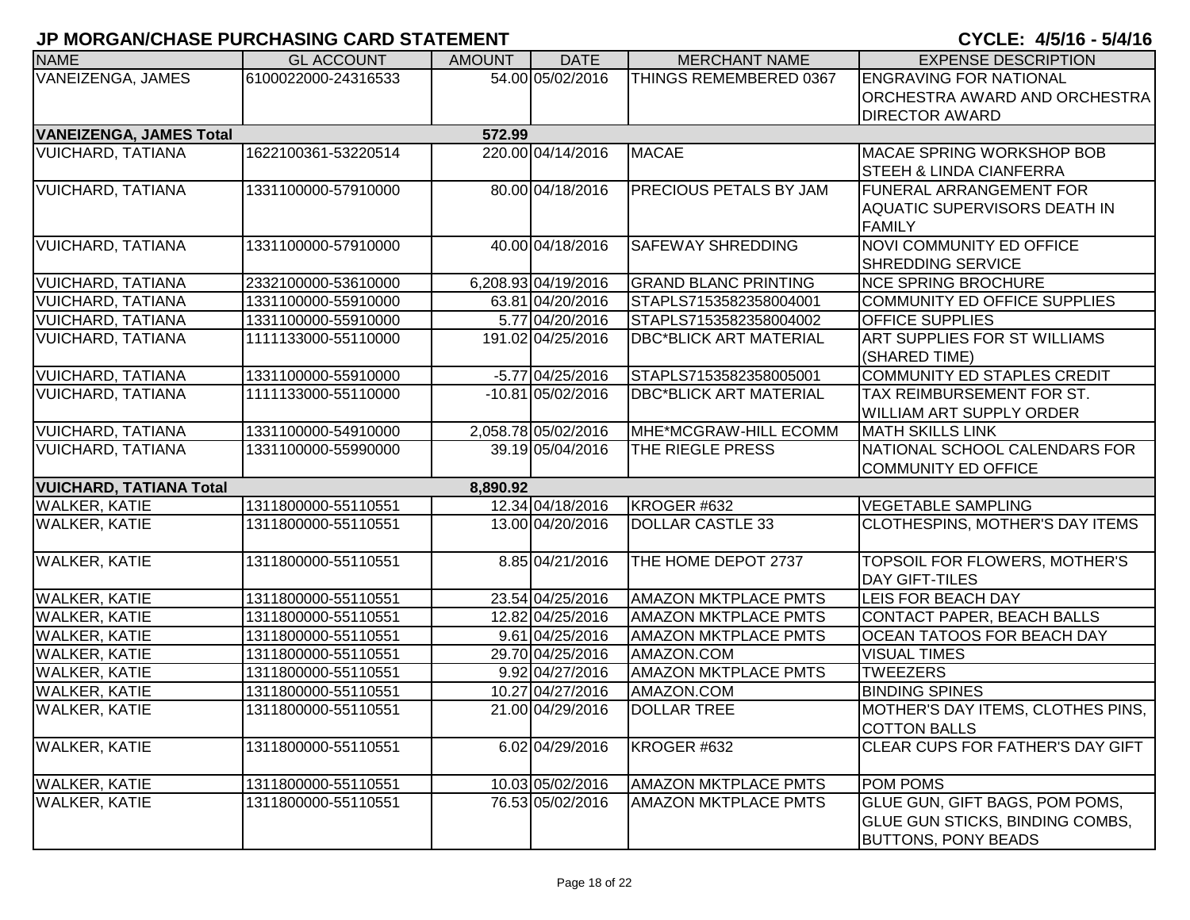## JP MORGAN/CHASE PURCHASING CARD STATEMENT

**CYCLE: 4/5/16 - 5/4/16**

| NAME | GL ACCOUNT | AMOUNT | DATE | MERCHANT NAME | EXPENSE DESCRIPTION |
|---|---|---|---|---|---|
| VANEIZENGA, JAMES | 6100022000-24316533 | 54.00 | 05/02/2016 | THINGS REMEMBERED 0367 | ENGRAVING FOR NATIONAL ORCHESTRA AWARD AND ORCHESTRA DIRECTOR AWARD |
| **VANEIZENGA, JAMES Total** | | **572.99** | | | |
| VUICHARD, TATIANA | 1622100361-53220514 | 220.00 | 04/14/2016 | MACAE | MACAE SPRING WORKSHOP BOB STEEH & LINDA CIANFERRA |
| VUICHARD, TATIANA | 1331100000-57910000 | 80.00 | 04/18/2016 | PRECIOUS PETALS BY JAM | FUNERAL ARRANGEMENT FOR AQUATIC SUPERVISORS DEATH IN FAMILY |
| VUICHARD, TATIANA | 1331100000-57910000 | 40.00 | 04/18/2016 | SAFEWAY SHREDDING | NOVI COMMUNITY ED OFFICE SHREDDING SERVICE |
| VUICHARD, TATIANA | 2332100000-53610000 | 6,208.93 | 04/19/2016 | GRAND BLANC PRINTING | NCE SPRING BROCHURE |
| VUICHARD, TATIANA | 1331100000-55910000 | 63.81 | 04/20/2016 | STAPLS7153582358004001 | COMMUNITY ED OFFICE SUPPLIES |
| VUICHARD, TATIANA | 1331100000-55910000 | 5.77 | 04/20/2016 | STAPLS7153582358004002 | OFFICE SUPPLIES |
| VUICHARD, TATIANA | 1111133000-55110000 | 191.02 | 04/25/2016 | DBC*BLICK ART MATERIAL | ART SUPPLIES FOR ST WILLIAMS (SHARED TIME) |
| VUICHARD, TATIANA | 1331100000-55910000 | -5.77 | 04/25/2016 | STAPLS7153582358005001 | COMMUNITY ED STAPLES CREDIT |
| VUICHARD, TATIANA | 1111133000-55110000 | -10.81 | 05/02/2016 | DBC*BLICK ART MATERIAL | TAX REIMBURSEMENT FOR ST. WILLIAM ART SUPPLY ORDER |
| VUICHARD, TATIANA | 1331100000-54910000 | 2,058.78 | 05/02/2016 | MHE*MCGRAW-HILL ECOMM | MATH SKILLS LINK |
| VUICHARD, TATIANA | 1331100000-55990000 | 39.19 | 05/04/2016 | THE RIEGLE PRESS | NATIONAL SCHOOL CALENDARS FOR COMMUNITY ED OFFICE |
| **VUICHARD, TATIANA Total** | | **8,890.92** | | | |
| WALKER, KATIE | 1311800000-55110551 | 12.34 | 04/18/2016 | KROGER #632 | VEGETABLE SAMPLING |
| WALKER, KATIE | 1311800000-55110551 | 13.00 | 04/20/2016 | DOLLAR CASTLE 33 | CLOTHESPINS, MOTHER'S DAY ITEMS |
| WALKER, KATIE | 1311800000-55110551 | 8.85 | 04/21/2016 | THE HOME DEPOT 2737 | TOPSOIL FOR FLOWERS, MOTHER'S DAY GIFT-TILES |
| WALKER, KATIE | 1311800000-55110551 | 23.54 | 04/25/2016 | AMAZON MKTPLACE PMTS | LEIS FOR BEACH DAY |
| WALKER, KATIE | 1311800000-55110551 | 12.82 | 04/25/2016 | AMAZON MKTPLACE PMTS | CONTACT PAPER, BEACH BALLS |
| WALKER, KATIE | 1311800000-55110551 | 9.61 | 04/25/2016 | AMAZON MKTPLACE PMTS | OCEAN TATOOS FOR BEACH DAY |
| WALKER, KATIE | 1311800000-55110551 | 29.70 | 04/25/2016 | AMAZON.COM | VISUAL TIMES |
| WALKER, KATIE | 1311800000-55110551 | 9.92 | 04/27/2016 | AMAZON MKTPLACE PMTS | TWEEZERS |
| WALKER, KATIE | 1311800000-55110551 | 10.27 | 04/27/2016 | AMAZON.COM | BINDING SPINES |
| WALKER, KATIE | 1311800000-55110551 | 21.00 | 04/29/2016 | DOLLAR TREE | MOTHER'S DAY ITEMS, CLOTHES PINS, COTTON BALLS |
| WALKER, KATIE | 1311800000-55110551 | 6.02 | 04/29/2016 | KROGER #632 | CLEAR CUPS FOR FATHER'S DAY GIFT |
| WALKER, KATIE | 1311800000-55110551 | 10.03 | 05/02/2016 | AMAZON MKTPLACE PMTS | POM POMS |
| WALKER, KATIE | 1311800000-55110551 | 76.53 | 05/02/2016 | AMAZON MKTPLACE PMTS | GLUE GUN, GIFT BAGS, POM POMS, GLUE GUN STICKS, BINDING COMBS, BUTTONS, PONY BEADS |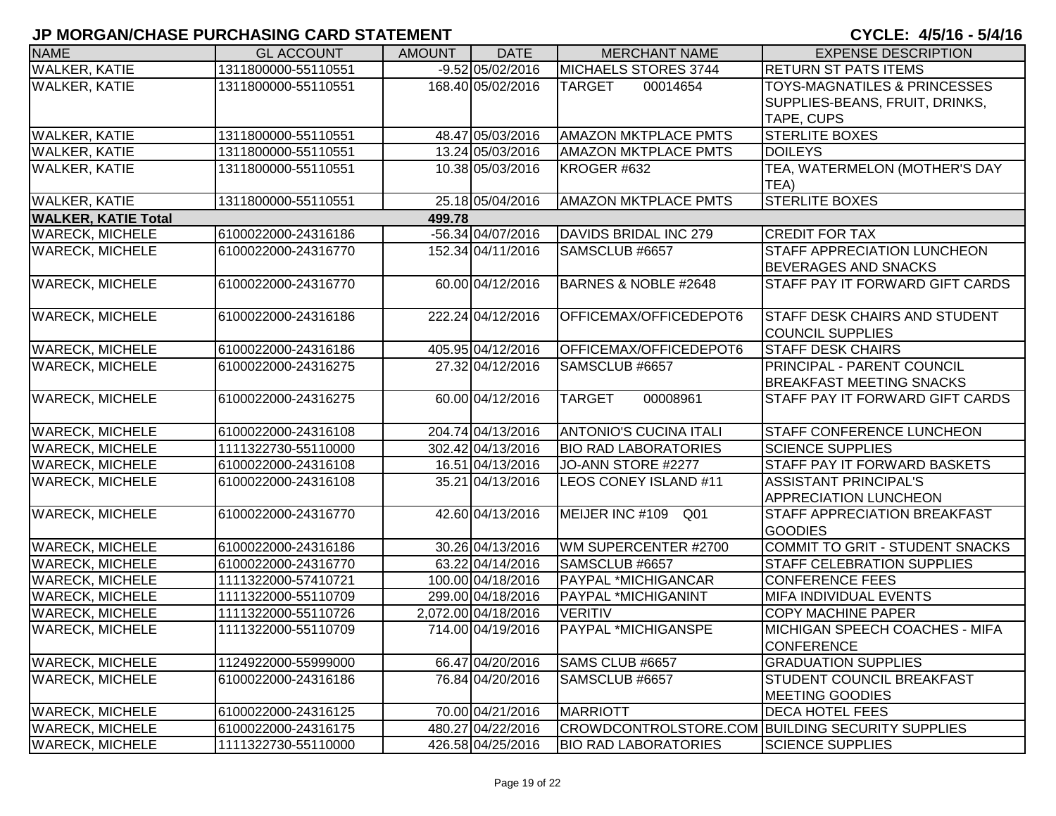# JP MORGAN/CHASE PURCHASING CARD STATEMENT

**CYCLE: 4/5/16 - 5/4/16**

| NAME | GL ACCOUNT | AMOUNT | DATE | MERCHANT NAME | EXPENSE DESCRIPTION |
|---|---|---|---|---|---|
| WALKER, KATIE | 1311800000-55110551 | -9.52 | 05/02/2016 | MICHAELS STORES 3744 | RETURN ST PATS ITEMS |
| WALKER, KATIE | 1311800000-55110551 | 168.40 | 05/02/2016 | TARGET 00014654 | TOYS-MAGNATILES & PRINCESSES SUPPLIES-BEANS, FRUIT, DRINKS, TAPE, CUPS |
| WALKER, KATIE | 1311800000-55110551 | 48.47 | 05/03/2016 | AMAZON MKTPLACE PMTS | STERLITE BOXES |
| WALKER, KATIE | 1311800000-55110551 | 13.24 | 05/03/2016 | AMAZON MKTPLACE PMTS | DOILEYS |
| WALKER, KATIE | 1311800000-55110551 | 10.38 | 05/03/2016 | KROGER #632 | TEA, WATERMELON (MOTHER'S DAY TEA) |
| WALKER, KATIE | 1311800000-55110551 | 25.18 | 05/04/2016 | AMAZON MKTPLACE PMTS | STERLITE BOXES |
| **WALKER, KATIE Total** | | **499.78** | | | |
| WARECK, MICHELE | 6100022000-24316186 | -56.34 | 04/07/2016 | DAVIDS BRIDAL INC 279 | CREDIT FOR TAX |
| WARECK, MICHELE | 6100022000-24316770 | 152.34 | 04/11/2016 | SAMSCLUB #6657 | STAFF APPRECIATION LUNCHEON BEVERAGES AND SNACKS |
| WARECK, MICHELE | 6100022000-24316770 | 60.00 | 04/12/2016 | BARNES & NOBLE #2648 | STAFF PAY IT FORWARD GIFT CARDS |
| WARECK, MICHELE | 6100022000-24316186 | 222.24 | 04/12/2016 | OFFICEMAX/OFFICEDEPOT6 | STAFF DESK CHAIRS AND STUDENT COUNCIL SUPPLIES |
| WARECK, MICHELE | 6100022000-24316186 | 405.95 | 04/12/2016 | OFFICEMAX/OFFICEDEPOT6 | STAFF DESK CHAIRS |
| WARECK, MICHELE | 6100022000-24316275 | 27.32 | 04/12/2016 | SAMSCLUB #6657 | PRINCIPAL - PARENT COUNCIL BREAKFAST MEETING SNACKS |
| WARECK, MICHELE | 6100022000-24316275 | 60.00 | 04/12/2016 | TARGET 00008961 | STAFF PAY IT FORWARD GIFT CARDS |
| WARECK, MICHELE | 6100022000-24316108 | 204.74 | 04/13/2016 | ANTONIO'S CUCINA ITALI | STAFF CONFERENCE LUNCHEON |
| WARECK, MICHELE | 1111322730-55110000 | 302.42 | 04/13/2016 | BIO RAD LABORATORIES | SCIENCE SUPPLIES |
| WARECK, MICHELE | 6100022000-24316108 | 16.51 | 04/13/2016 | JO-ANN STORE #2277 | STAFF PAY IT FORWARD BASKETS |
| WARECK, MICHELE | 6100022000-24316108 | 35.21 | 04/13/2016 | LEOS CONEY ISLAND #11 | ASSISTANT PRINCIPAL'S APPRECIATION LUNCHEON |
| WARECK, MICHELE | 6100022000-24316770 | 42.60 | 04/13/2016 | MEIJER INC #109 Q01 | STAFF APPRECIATION BREAKFAST GOODIES |
| WARECK, MICHELE | 6100022000-24316186 | 30.26 | 04/13/2016 | WM SUPERCENTER #2700 | COMMIT TO GRIT - STUDENT SNACKS |
| WARECK, MICHELE | 6100022000-24316770 | 63.22 | 04/14/2016 | SAMSCLUB #6657 | STAFF CELEBRATION SUPPLIES |
| WARECK, MICHELE | 1111322000-57410721 | 100.00 | 04/18/2016 | PAYPAL *MICHIGANCAR | CONFERENCE FEES |
| WARECK, MICHELE | 1111322000-55110709 | 299.00 | 04/18/2016 | PAYPAL *MICHIGANINT | MIFA INDIVIDUAL EVENTS |
| WARECK, MICHELE | 1111322000-55110726 | 2,072.00 | 04/18/2016 | VERITIV | COPY MACHINE PAPER |
| WARECK, MICHELE | 1111322000-55110709 | 714.00 | 04/19/2016 | PAYPAL *MICHIGANSPE | MICHIGAN SPEECH COACHES - MIFA CONFERENCE |
| WARECK, MICHELE | 1124922000-55999000 | 66.47 | 04/20/2016 | SAMS CLUB #6657 | GRADUATION SUPPLIES |
| WARECK, MICHELE | 6100022000-24316186 | 76.84 | 04/20/2016 | SAMSCLUB #6657 | STUDENT COUNCIL BREAKFAST MEETING GOODIES |
| WARECK, MICHELE | 6100022000-24316125 | 70.00 | 04/21/2016 | MARRIOTT | DECA HOTEL FEES |
| WARECK, MICHELE | 6100022000-24316175 | 480.27 | 04/22/2016 | CROWDCONTROLSTORE.COM | BUILDING SECURITY SUPPLIES |
| WARECK, MICHELE | 1111322730-55110000 | 426.58 | 04/25/2016 | BIO RAD LABORATORIES | SCIENCE SUPPLIES |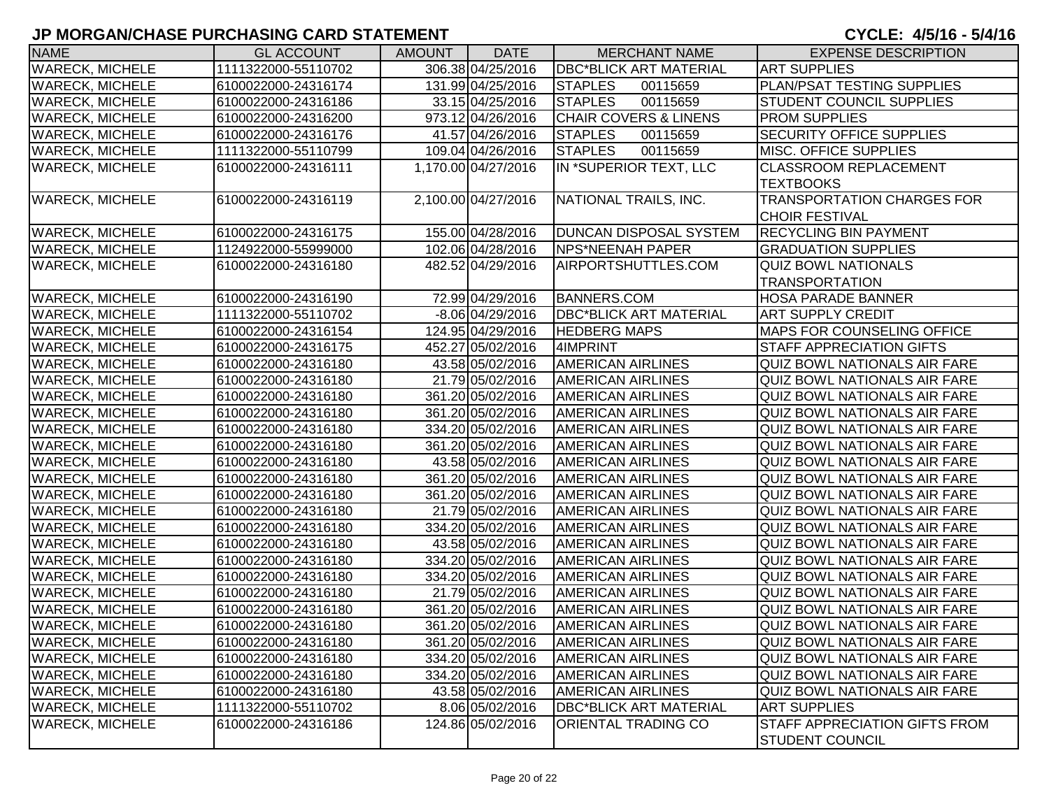# JP MORGAN/CHASE PURCHASING CARD STATEMENT

**CYCLE: 4/5/16 - 5/4/16**

| NAME | GL ACCOUNT | AMOUNT | DATE | MERCHANT NAME | EXPENSE DESCRIPTION |
|---|---|---|---|---|---|
| WARECK, MICHELE | 1111322000-55110702 | 306.38 | 04/25/2016 | DBC*BLICK ART MATERIAL | ART SUPPLIES |
| WARECK, MICHELE | 6100022000-24316174 | 131.99 | 04/25/2016 | STAPLES 00115659 | PLAN/PSAT TESTING SUPPLIES |
| WARECK, MICHELE | 6100022000-24316186 | 33.15 | 04/25/2016 | STAPLES 00115659 | STUDENT COUNCIL SUPPLIES |
| WARECK, MICHELE | 6100022000-24316200 | 973.12 | 04/26/2016 | CHAIR COVERS & LINENS | PROM SUPPLIES |
| WARECK, MICHELE | 6100022000-24316176 | 41.57 | 04/26/2016 | STAPLES 00115659 | SECURITY OFFICE SUPPLIES |
| WARECK, MICHELE | 1111322000-55110799 | 109.04 | 04/26/2016 | STAPLES 00115659 | MISC. OFFICE SUPPLIES |
| WARECK, MICHELE | 6100022000-24316111 | 1,170.00 | 04/27/2016 | IN *SUPERIOR TEXT, LLC | CLASSROOM REPLACEMENT TEXTBOOKS |
| WARECK, MICHELE | 6100022000-24316119 | 2,100.00 | 04/27/2016 | NATIONAL TRAILS, INC. | TRANSPORTATION CHARGES FOR CHOIR FESTIVAL |
| WARECK, MICHELE | 6100022000-24316175 | 155.00 | 04/28/2016 | DUNCAN DISPOSAL SYSTEM | RECYCLING BIN PAYMENT |
| WARECK, MICHELE | 1124922000-55999000 | 102.06 | 04/28/2016 | NPS*NEENAH PAPER | GRADUATION SUPPLIES |
| WARECK, MICHELE | 6100022000-24316180 | 482.52 | 04/29/2016 | AIRPORTSHUTTLES.COM | QUIZ BOWL NATIONALS TRANSPORTATION |
| WARECK, MICHELE | 6100022000-24316190 | 72.99 | 04/29/2016 | BANNERS.COM | HOSA PARADE BANNER |
| WARECK, MICHELE | 1111322000-55110702 | -8.06 | 04/29/2016 | DBC*BLICK ART MATERIAL | ART SUPPLY CREDIT |
| WARECK, MICHELE | 6100022000-24316154 | 124.95 | 04/29/2016 | HEDBERG MAPS | MAPS FOR COUNSELING OFFICE |
| WARECK, MICHELE | 6100022000-24316175 | 452.27 | 05/02/2016 | 4IMPRINT | STAFF APPRECIATION GIFTS |
| WARECK, MICHELE | 6100022000-24316180 | 43.58 | 05/02/2016 | AMERICAN AIRLINES | QUIZ BOWL NATIONALS AIR FARE |
| WARECK, MICHELE | 6100022000-24316180 | 21.79 | 05/02/2016 | AMERICAN AIRLINES | QUIZ BOWL NATIONALS AIR FARE |
| WARECK, MICHELE | 6100022000-24316180 | 361.20 | 05/02/2016 | AMERICAN AIRLINES | QUIZ BOWL NATIONALS AIR FARE |
| WARECK, MICHELE | 6100022000-24316180 | 361.20 | 05/02/2016 | AMERICAN AIRLINES | QUIZ BOWL NATIONALS AIR FARE |
| WARECK, MICHELE | 6100022000-24316180 | 334.20 | 05/02/2016 | AMERICAN AIRLINES | QUIZ BOWL NATIONALS AIR FARE |
| WARECK, MICHELE | 6100022000-24316180 | 361.20 | 05/02/2016 | AMERICAN AIRLINES | QUIZ BOWL NATIONALS AIR FARE |
| WARECK, MICHELE | 6100022000-24316180 | 43.58 | 05/02/2016 | AMERICAN AIRLINES | QUIZ BOWL NATIONALS AIR FARE |
| WARECK, MICHELE | 6100022000-24316180 | 361.20 | 05/02/2016 | AMERICAN AIRLINES | QUIZ BOWL NATIONALS AIR FARE |
| WARECK, MICHELE | 6100022000-24316180 | 361.20 | 05/02/2016 | AMERICAN AIRLINES | QUIZ BOWL NATIONALS AIR FARE |
| WARECK, MICHELE | 6100022000-24316180 | 21.79 | 05/02/2016 | AMERICAN AIRLINES | QUIZ BOWL NATIONALS AIR FARE |
| WARECK, MICHELE | 6100022000-24316180 | 334.20 | 05/02/2016 | AMERICAN AIRLINES | QUIZ BOWL NATIONALS AIR FARE |
| WARECK, MICHELE | 6100022000-24316180 | 43.58 | 05/02/2016 | AMERICAN AIRLINES | QUIZ BOWL NATIONALS AIR FARE |
| WARECK, MICHELE | 6100022000-24316180 | 334.20 | 05/02/2016 | AMERICAN AIRLINES | QUIZ BOWL NATIONALS AIR FARE |
| WARECK, MICHELE | 6100022000-24316180 | 334.20 | 05/02/2016 | AMERICAN AIRLINES | QUIZ BOWL NATIONALS AIR FARE |
| WARECK, MICHELE | 6100022000-24316180 | 21.79 | 05/02/2016 | AMERICAN AIRLINES | QUIZ BOWL NATIONALS AIR FARE |
| WARECK, MICHELE | 6100022000-24316180 | 361.20 | 05/02/2016 | AMERICAN AIRLINES | QUIZ BOWL NATIONALS AIR FARE |
| WARECK, MICHELE | 6100022000-24316180 | 361.20 | 05/02/2016 | AMERICAN AIRLINES | QUIZ BOWL NATIONALS AIR FARE |
| WARECK, MICHELE | 6100022000-24316180 | 361.20 | 05/02/2016 | AMERICAN AIRLINES | QUIZ BOWL NATIONALS AIR FARE |
| WARECK, MICHELE | 6100022000-24316180 | 334.20 | 05/02/2016 | AMERICAN AIRLINES | QUIZ BOWL NATIONALS AIR FARE |
| WARECK, MICHELE | 6100022000-24316180 | 334.20 | 05/02/2016 | AMERICAN AIRLINES | QUIZ BOWL NATIONALS AIR FARE |
| WARECK, MICHELE | 6100022000-24316180 | 43.58 | 05/02/2016 | AMERICAN AIRLINES | QUIZ BOWL NATIONALS AIR FARE |
| WARECK, MICHELE | 1111322000-55110702 | 8.06 | 05/02/2016 | DBC*BLICK ART MATERIAL | ART SUPPLIES |
| WARECK, MICHELE | 6100022000-24316186 | 124.86 | 05/02/2016 | ORIENTAL TRADING CO | STAFF APPRECIATION GIFTS FROM STUDENT COUNCIL |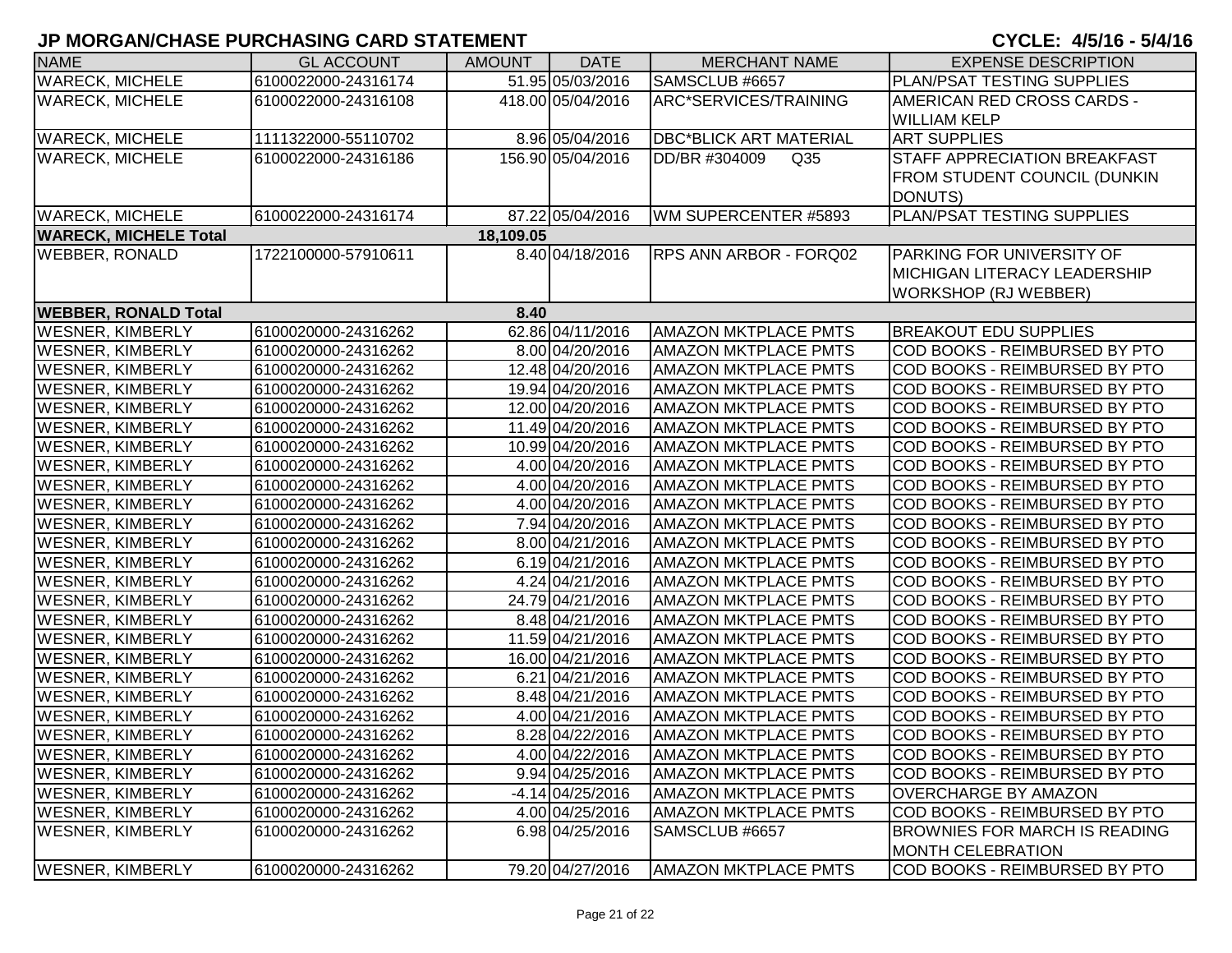## JP MORGAN/CHASE PURCHASING CARD STATEMENT

**CYCLE: 4/5/16 - 5/4/16**

| NAME | GL ACCOUNT | AMOUNT | DATE | MERCHANT NAME | EXPENSE DESCRIPTION |
|---|---|---|---|---|---|
| WARECK, MICHELE | 6100022000-24316174 | 51.95 | 05/03/2016 | SAMSCLUB #6657 | PLAN/PSAT TESTING SUPPLIES |
| WARECK, MICHELE | 6100022000-24316108 | 418.00 | 05/04/2016 | ARC*SERVICES/TRAINING | AMERICAN RED CROSS CARDS - WILLIAM KELP |
| WARECK, MICHELE | 1111322000-55110702 | 8.96 | 05/04/2016 | DBC*BLICK ART MATERIAL | ART SUPPLIES |
| WARECK, MICHELE | 6100022000-24316186 | 156.90 | 05/04/2016 | DD/BR #304009 Q35 | STAFF APPRECIATION BREAKFAST FROM STUDENT COUNCIL (DUNKIN DONUTS) |
| WARECK, MICHELE | 6100022000-24316174 | 87.22 | 05/04/2016 | WM SUPERCENTER #5893 | PLAN/PSAT TESTING SUPPLIES |
| **WARECK, MICHELE Total** | | **18,109.05** | | | |
| WEBBER, RONALD | 1722100000-57910611 | 8.40 | 04/18/2016 | RPS ANN ARBOR - FORQ02 | PARKING FOR UNIVERSITY OF MICHIGAN LITERACY LEADERSHIP WORKSHOP (RJ WEBBER) |
| **WEBBER, RONALD Total** | | **8.40** | | | |
| WESNER, KIMBERLY | 6100020000-24316262 | 62.86 | 04/11/2016 | AMAZON MKTPLACE PMTS | BREAKOUT EDU SUPPLIES |
| WESNER, KIMBERLY | 6100020000-24316262 | 8.00 | 04/20/2016 | AMAZON MKTPLACE PMTS | COD BOOKS - REIMBURSED BY PTO |
| WESNER, KIMBERLY | 6100020000-24316262 | 12.48 | 04/20/2016 | AMAZON MKTPLACE PMTS | COD BOOKS - REIMBURSED BY PTO |
| WESNER, KIMBERLY | 6100020000-24316262 | 19.94 | 04/20/2016 | AMAZON MKTPLACE PMTS | COD BOOKS - REIMBURSED BY PTO |
| WESNER, KIMBERLY | 6100020000-24316262 | 12.00 | 04/20/2016 | AMAZON MKTPLACE PMTS | COD BOOKS - REIMBURSED BY PTO |
| WESNER, KIMBERLY | 6100020000-24316262 | 11.49 | 04/20/2016 | AMAZON MKTPLACE PMTS | COD BOOKS - REIMBURSED BY PTO |
| WESNER, KIMBERLY | 6100020000-24316262 | 10.99 | 04/20/2016 | AMAZON MKTPLACE PMTS | COD BOOKS - REIMBURSED BY PTO |
| WESNER, KIMBERLY | 6100020000-24316262 | 4.00 | 04/20/2016 | AMAZON MKTPLACE PMTS | COD BOOKS - REIMBURSED BY PTO |
| WESNER, KIMBERLY | 6100020000-24316262 | 4.00 | 04/20/2016 | AMAZON MKTPLACE PMTS | COD BOOKS - REIMBURSED BY PTO |
| WESNER, KIMBERLY | 6100020000-24316262 | 4.00 | 04/20/2016 | AMAZON MKTPLACE PMTS | COD BOOKS - REIMBURSED BY PTO |
| WESNER, KIMBERLY | 6100020000-24316262 | 7.94 | 04/20/2016 | AMAZON MKTPLACE PMTS | COD BOOKS - REIMBURSED BY PTO |
| WESNER, KIMBERLY | 6100020000-24316262 | 8.00 | 04/21/2016 | AMAZON MKTPLACE PMTS | COD BOOKS - REIMBURSED BY PTO |
| WESNER, KIMBERLY | 6100020000-24316262 | 6.19 | 04/21/2016 | AMAZON MKTPLACE PMTS | COD BOOKS - REIMBURSED BY PTO |
| WESNER, KIMBERLY | 6100020000-24316262 | 4.24 | 04/21/2016 | AMAZON MKTPLACE PMTS | COD BOOKS - REIMBURSED BY PTO |
| WESNER, KIMBERLY | 6100020000-24316262 | 24.79 | 04/21/2016 | AMAZON MKTPLACE PMTS | COD BOOKS - REIMBURSED BY PTO |
| WESNER, KIMBERLY | 6100020000-24316262 | 8.48 | 04/21/2016 | AMAZON MKTPLACE PMTS | COD BOOKS - REIMBURSED BY PTO |
| WESNER, KIMBERLY | 6100020000-24316262 | 11.59 | 04/21/2016 | AMAZON MKTPLACE PMTS | COD BOOKS - REIMBURSED BY PTO |
| WESNER, KIMBERLY | 6100020000-24316262 | 16.00 | 04/21/2016 | AMAZON MKTPLACE PMTS | COD BOOKS - REIMBURSED BY PTO |
| WESNER, KIMBERLY | 6100020000-24316262 | 6.21 | 04/21/2016 | AMAZON MKTPLACE PMTS | COD BOOKS - REIMBURSED BY PTO |
| WESNER, KIMBERLY | 6100020000-24316262 | 8.48 | 04/21/2016 | AMAZON MKTPLACE PMTS | COD BOOKS - REIMBURSED BY PTO |
| WESNER, KIMBERLY | 6100020000-24316262 | 4.00 | 04/21/2016 | AMAZON MKTPLACE PMTS | COD BOOKS - REIMBURSED BY PTO |
| WESNER, KIMBERLY | 6100020000-24316262 | 8.28 | 04/22/2016 | AMAZON MKTPLACE PMTS | COD BOOKS - REIMBURSED BY PTO |
| WESNER, KIMBERLY | 6100020000-24316262 | 4.00 | 04/22/2016 | AMAZON MKTPLACE PMTS | COD BOOKS - REIMBURSED BY PTO |
| WESNER, KIMBERLY | 6100020000-24316262 | 9.94 | 04/25/2016 | AMAZON MKTPLACE PMTS | COD BOOKS - REIMBURSED BY PTO |
| WESNER, KIMBERLY | 6100020000-24316262 | -4.14 | 04/25/2016 | AMAZON MKTPLACE PMTS | OVERCHARGE BY AMAZON |
| WESNER, KIMBERLY | 6100020000-24316262 | 4.00 | 04/25/2016 | AMAZON MKTPLACE PMTS | COD BOOKS - REIMBURSED BY PTO |
| WESNER, KIMBERLY | 6100020000-24316262 | 6.98 | 04/25/2016 | SAMSCLUB #6657 | BROWNIES FOR MARCH IS READING MONTH CELEBRATION |
| WESNER, KIMBERLY | 6100020000-24316262 | 79.20 | 04/27/2016 | AMAZON MKTPLACE PMTS | COD BOOKS - REIMBURSED BY PTO |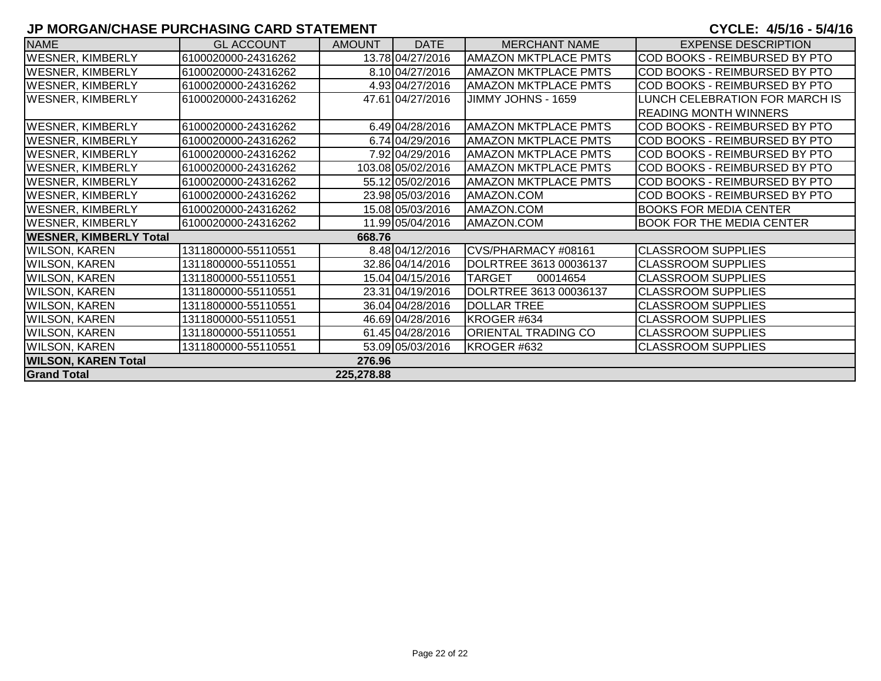## JP MORGAN/CHASE PURCHASING CARD STATEMENT

**CYCLE: 4/5/16 - 5/4/16**

| NAME | GL ACCOUNT | AMOUNT | DATE | MERCHANT NAME | EXPENSE DESCRIPTION |
|---|---|---|---|---|---|
| WESNER, KIMBERLY | 6100020000-24316262 | 13.78 | 04/27/2016 | AMAZON MKTPLACE PMTS | COD BOOKS - REIMBURSED BY PTO |
| WESNER, KIMBERLY | 6100020000-24316262 | 8.10 | 04/27/2016 | AMAZON MKTPLACE PMTS | COD BOOKS - REIMBURSED BY PTO |
| WESNER, KIMBERLY | 6100020000-24316262 | 4.93 | 04/27/2016 | AMAZON MKTPLACE PMTS | COD BOOKS - REIMBURSED BY PTO |
| WESNER, KIMBERLY | 6100020000-24316262 | 47.61 | 04/27/2016 | JIMMY JOHNS - 1659 | LUNCH CELEBRATION FOR MARCH IS READING MONTH WINNERS |
| WESNER, KIMBERLY | 6100020000-24316262 | 6.49 | 04/28/2016 | AMAZON MKTPLACE PMTS | COD BOOKS - REIMBURSED BY PTO |
| WESNER, KIMBERLY | 6100020000-24316262 | 6.74 | 04/29/2016 | AMAZON MKTPLACE PMTS | COD BOOKS - REIMBURSED BY PTO |
| WESNER, KIMBERLY | 6100020000-24316262 | 7.92 | 04/29/2016 | AMAZON MKTPLACE PMTS | COD BOOKS - REIMBURSED BY PTO |
| WESNER, KIMBERLY | 6100020000-24316262 | 103.08 | 05/02/2016 | AMAZON MKTPLACE PMTS | COD BOOKS - REIMBURSED BY PTO |
| WESNER, KIMBERLY | 6100020000-24316262 | 55.12 | 05/02/2016 | AMAZON MKTPLACE PMTS | COD BOOKS - REIMBURSED BY PTO |
| WESNER, KIMBERLY | 6100020000-24316262 | 23.98 | 05/03/2016 | AMAZON.COM | COD BOOKS - REIMBURSED BY PTO |
| WESNER, KIMBERLY | 6100020000-24316262 | 15.08 | 05/03/2016 | AMAZON.COM | BOOKS FOR MEDIA CENTER |
| WESNER, KIMBERLY | 6100020000-24316262 | 11.99 | 05/04/2016 | AMAZON.COM | BOOK FOR THE MEDIA CENTER |
| **WESNER, KIMBERLY Total** | | **668.76** | | | |
| WILSON, KAREN | 1311800000-55110551 | 8.48 | 04/12/2016 | CVS/PHARMACY #08161 | CLASSROOM SUPPLIES |
| WILSON, KAREN | 1311800000-55110551 | 32.86 | 04/14/2016 | DOLRTREE 3613 00036137 | CLASSROOM SUPPLIES |
| WILSON, KAREN | 1311800000-55110551 | 15.04 | 04/15/2016 | TARGET 00014654 | CLASSROOM SUPPLIES |
| WILSON, KAREN | 1311800000-55110551 | 23.31 | 04/19/2016 | DOLRTREE 3613 00036137 | CLASSROOM SUPPLIES |
| WILSON, KAREN | 1311800000-55110551 | 36.04 | 04/28/2016 | DOLLAR TREE | CLASSROOM SUPPLIES |
| WILSON, KAREN | 1311800000-55110551 | 46.69 | 04/28/2016 | KROGER #634 | CLASSROOM SUPPLIES |
| WILSON, KAREN | 1311800000-55110551 | 61.45 | 04/28/2016 | ORIENTAL TRADING CO | CLASSROOM SUPPLIES |
| WILSON, KAREN | 1311800000-55110551 | 53.09 | 05/03/2016 | KROGER #632 | CLASSROOM SUPPLIES |
| **WILSON, KAREN Total** | | **276.96** | | | |
| **Grand Total** | | **225,278.88** | | | |